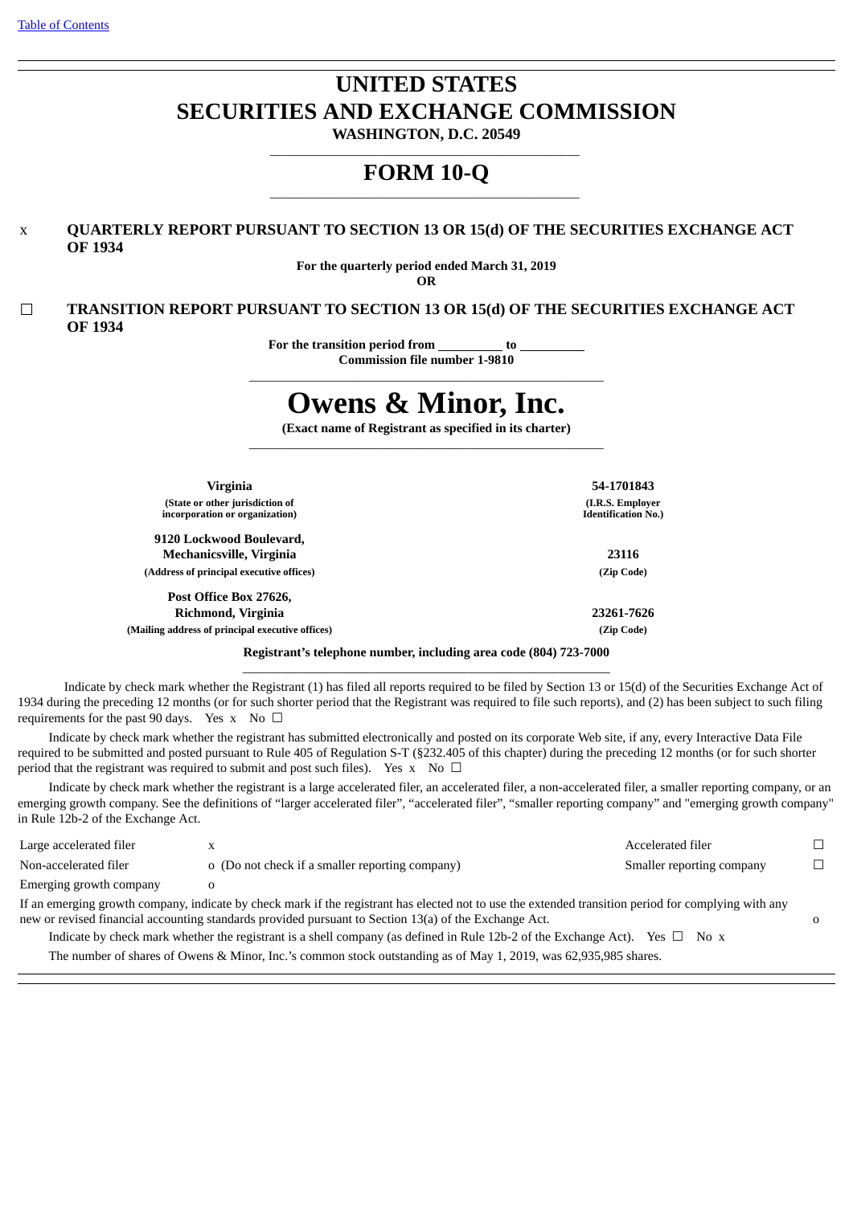# UNITED STATES
# SECURITIES AND EXCHANGE COMMISSION

**WASHINGTON, D.C. 20549**

## FORM 10-Q

x **QUARTERLY REPORT PURSUANT TO SECTION 13 OR 15(d) OF THE SECURITIES EXCHANGE ACT OF 1934**

**For the quarterly period ended March 31, 2019**

**OR**

☐ **TRANSITION REPORT PURSUANT TO SECTION 13 OR 15(d) OF THE SECURITIES EXCHANGE ACT OF 1934**

**For the transition period from \_\_\_\_\_\_\_\_\_\_ to \_\_\_\_\_\_\_\_\_\_**

**Commission file number 1-9810**

# Owens & Minor, Inc.

**(Exact name of Registrant as specified in its charter)**

| | |
|---|---|
| **Virginia** | **54-1701843** |
| **(State or other jurisdiction of incorporation or organization)** | **(I.R.S. Employer Identification No.)** |
| **9120 Lockwood Boulevard, Mechanicsville, Virginia** | **23116** |
| **(Address of principal executive offices)** | **(Zip Code)** |
| **Post Office Box 27626, Richmond, Virginia** | **23261-7626** |
| **(Mailing address of principal executive offices)** | **(Zip Code)** |

**Registrant's telephone number, including area code (804) 723-7000**

Indicate by check mark whether the Registrant (1) has filed all reports required to be filed by Section 13 or 15(d) of the Securities Exchange Act of 1934 during the preceding 12 months (or for such shorter period that the Registrant was required to file such reports), and (2) has been subject to such filing requirements for the past 90 days. Yes x No ☐

Indicate by check mark whether the registrant has submitted electronically and posted on its corporate Web site, if any, every Interactive Data File required to be submitted and posted pursuant to Rule 405 of Regulation S-T (§232.405 of this chapter) during the preceding 12 months (or for such shorter period that the registrant was required to submit and post such files). Yes x No ☐

Indicate by check mark whether the registrant is a large accelerated filer, an accelerated filer, a non-accelerated filer, a smaller reporting company, or an emerging growth company. See the definitions of "larger accelerated filer", "accelerated filer", "smaller reporting company" and "emerging growth company" in Rule 12b-2 of the Exchange Act.

| | | | |
|---|---|---|---|
| Large accelerated filer | x | Accelerated filer | ☐ |
| Non-accelerated filer | o (Do not check if a smaller reporting company) | Smaller reporting company | ☐ |
| Emerging growth company | o | | |

If an emerging growth company, indicate by check mark if the registrant has elected not to use the extended transition period for complying with any new or revised financial accounting standards provided pursuant to Section 13(a) of the Exchange Act. o

Indicate by check mark whether the registrant is a shell company (as defined in Rule 12b-2 of the Exchange Act). Yes ☐ No x

The number of shares of Owens & Minor, Inc.'s common stock outstanding as of May 1, 2019, was 62,935,985 shares.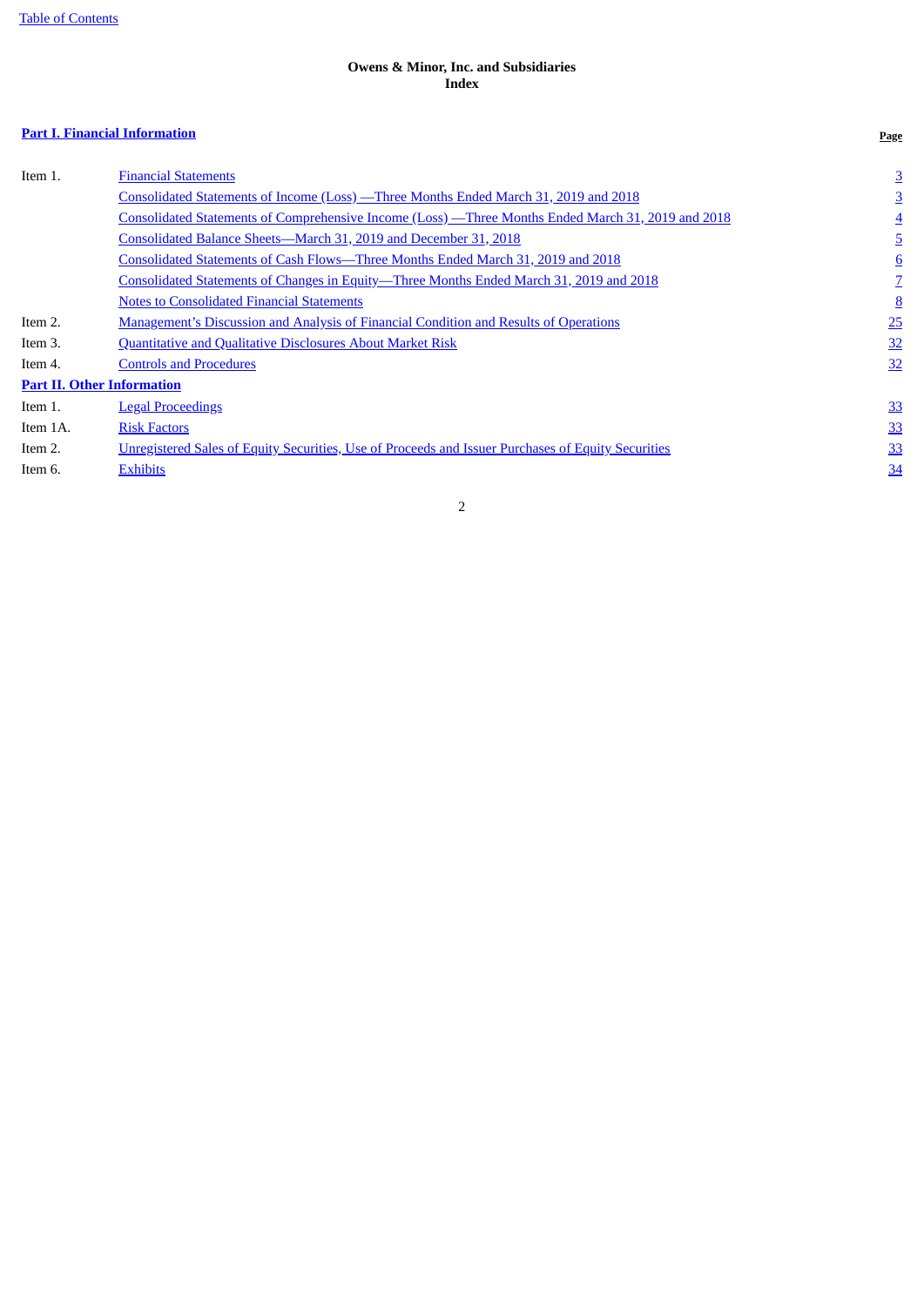Owens & Minor, Inc. and Subsidiaries
Index

| **Part I. Financial Information** | | **Page** |
|---|---|---|
| Item 1. | Financial Statements | 3 |
| | Consolidated Statements of Income (Loss) —Three Months Ended March 31, 2019 and 2018 | 3 |
| | Consolidated Statements of Comprehensive Income (Loss) —Three Months Ended March 31, 2019 and 2018 | 4 |
| | Consolidated Balance Sheets—March 31, 2019 and December 31, 2018 | 5 |
| | Consolidated Statements of Cash Flows—Three Months Ended March 31, 2019 and 2018 | 6 |
| | Consolidated Statements of Changes in Equity—Three Months Ended March 31, 2019 and 2018 | 7 |
| | Notes to Consolidated Financial Statements | 8 |
| Item 2. | Management's Discussion and Analysis of Financial Condition and Results of Operations | 25 |
| Item 3. | Quantitative and Qualitative Disclosures About Market Risk | 32 |
| Item 4. | Controls and Procedures | 32 |
| **Part II. Other Information** | | |
| Item 1. | Legal Proceedings | 33 |
| Item 1A. | Risk Factors | 33 |
| Item 2. | Unregistered Sales of Equity Securities, Use of Proceeds and Issuer Purchases of Equity Securities | 33 |
| Item 6. | Exhibits | 34 |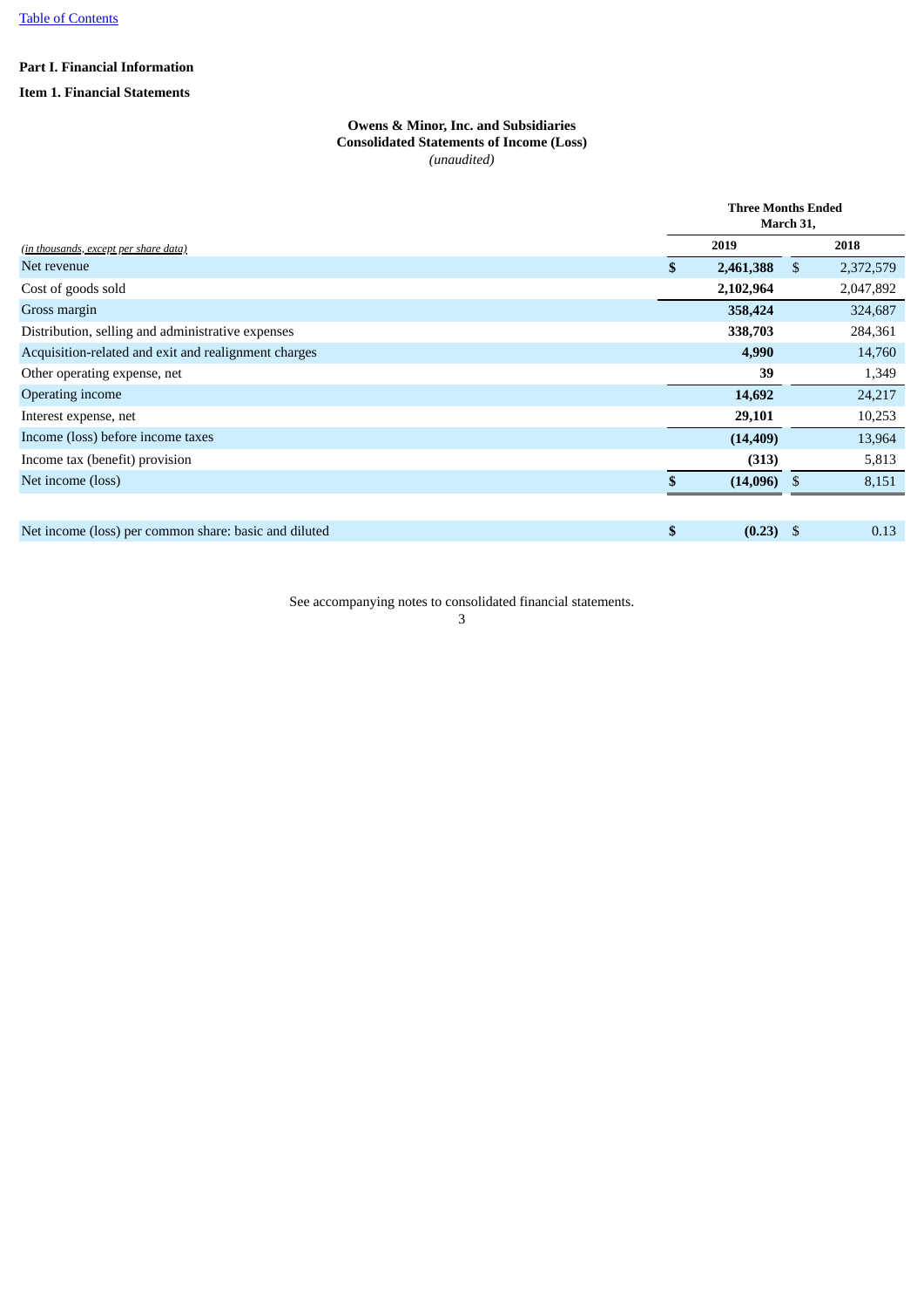**Part I. Financial Information**

**Item 1. Financial Statements**

**Owens & Minor, Inc. and Subsidiaries**
**Consolidated Statements of Income (Loss)**
*(unaudited)*

| *(in thousands, except per share data)* | Three Months Ended March 31, 2019 | Three Months Ended March 31, 2018 |
|---|---|---|
| Net revenue | **$ 2,461,388** | $ 2,372,579 |
| Cost of goods sold | **2,102,964** | 2,047,892 |
| Gross margin | **358,424** | 324,687 |
| Distribution, selling and administrative expenses | **338,703** | 284,361 |
| Acquisition-related and exit and realignment charges | **4,990** | 14,760 |
| Other operating expense, net | **39** | 1,349 |
| Operating income | **14,692** | 24,217 |
| Interest expense, net | **29,101** | 10,253 |
| Income (loss) before income taxes | **(14,409)** | 13,964 |
| Income tax (benefit) provision | **(313)** | 5,813 |
| Net income (loss) | **$ (14,096)** | $ 8,151 |
| | | |
| Net income (loss) per common share: basic and diluted | **$ (0.23)** | $ 0.13 |

See accompanying notes to consolidated financial statements.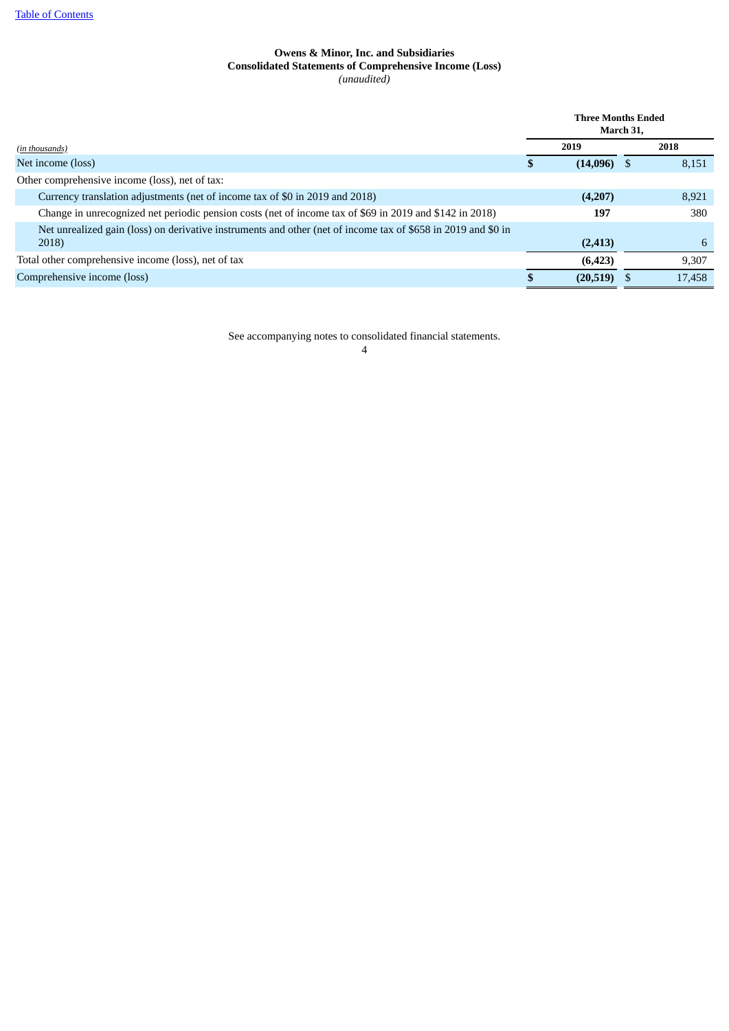**Owens & Minor, Inc. and Subsidiaries**
**Consolidated Statements of Comprehensive Income (Loss)**
*(unaudited)*

| *(in thousands)* | Three Months Ended March 31, 2019 | Three Months Ended March 31, 2018 |
|---|---|---|
| Net income (loss) | **$ (14,096)** | $ 8,151 |
| Other comprehensive income (loss), net of tax: | | |
| Currency translation adjustments (net of income tax of $0 in 2019 and 2018) | **(4,207)** | 8,921 |
| Change in unrecognized net periodic pension costs (net of income tax of $69 in 2019 and $142 in 2018) | **197** | 380 |
| Net unrealized gain (loss) on derivative instruments and other (net of income tax of $658 in 2019 and $0 in 2018) | **(2,413)** | 6 |
| Total other comprehensive income (loss), net of tax | **(6,423)** | 9,307 |
| Comprehensive income (loss) | **$ (20,519)** | $ 17,458 |

See accompanying notes to consolidated financial statements.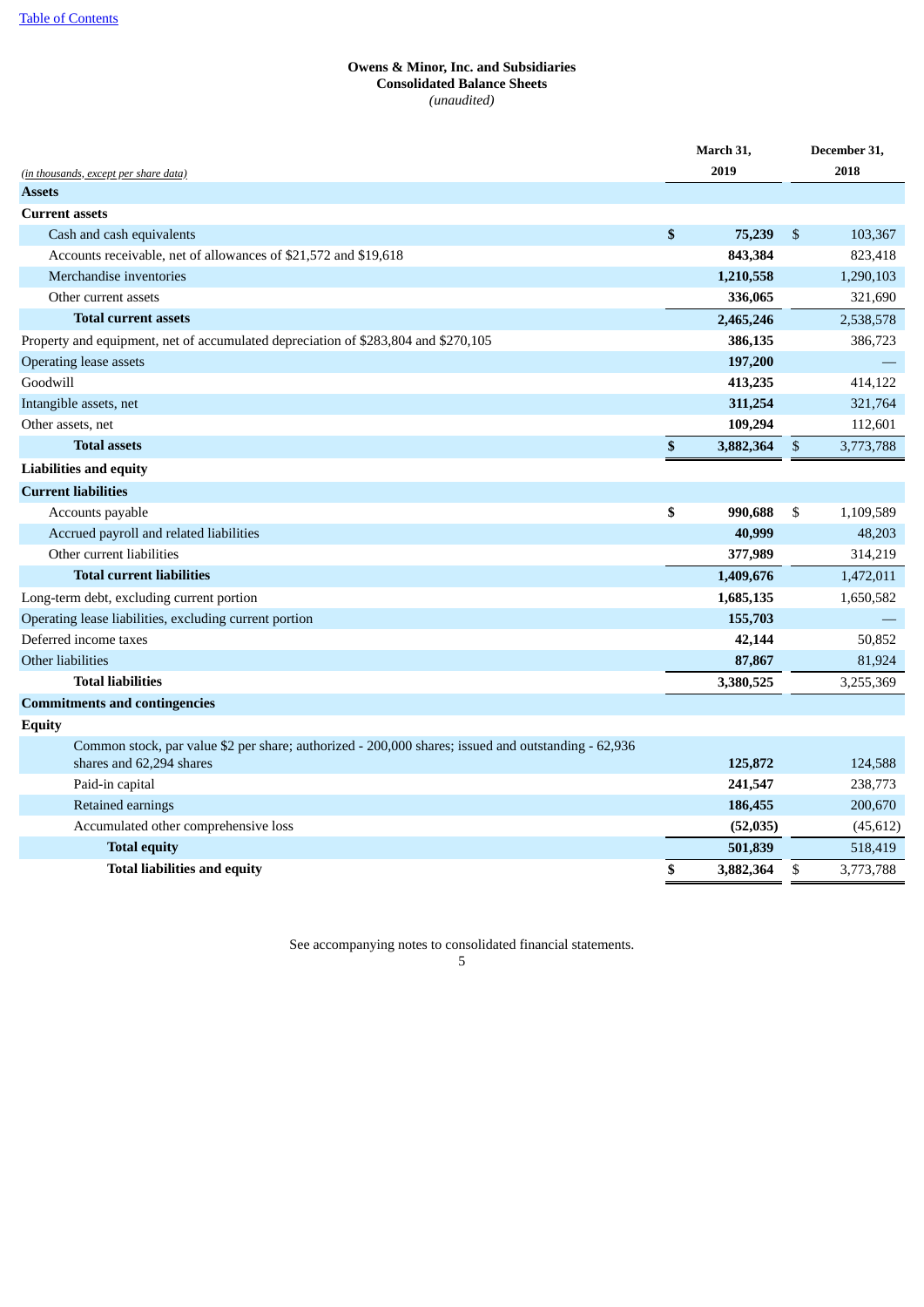[Table of Contents](#)

**Owens & Minor, Inc. and Subsidiaries**
**Consolidated Balance Sheets**
*(unaudited)*

| *(in thousands, except per share data)* | March 31, 2019 | December 31, 2018 |
|---|---|---|
| **Assets** | | |
| **Current assets** | | |
| Cash and cash equivalents | **$ 75,239** | $ 103,367 |
| Accounts receivable, net of allowances of $21,572 and $19,618 | **843,384** | 823,418 |
| Merchandise inventories | **1,210,558** | 1,290,103 |
| Other current assets | **336,065** | 321,690 |
| **Total current assets** | **2,465,246** | 2,538,578 |
| Property and equipment, net of accumulated depreciation of $283,804 and $270,105 | **386,135** | 386,723 |
| Operating lease assets | **197,200** | — |
| Goodwill | **413,235** | 414,122 |
| Intangible assets, net | **311,254** | 321,764 |
| Other assets, net | **109,294** | 112,601 |
| **Total assets** | **$ 3,882,364** | $ 3,773,788 |
| **Liabilities and equity** | | |
| **Current liabilities** | | |
| Accounts payable | **$ 990,688** | $ 1,109,589 |
| Accrued payroll and related liabilities | **40,999** | 48,203 |
| Other current liabilities | **377,989** | 314,219 |
| **Total current liabilities** | **1,409,676** | 1,472,011 |
| Long-term debt, excluding current portion | **1,685,135** | 1,650,582 |
| Operating lease liabilities, excluding current portion | **155,703** | — |
| Deferred income taxes | **42,144** | 50,852 |
| Other liabilities | **87,867** | 81,924 |
| **Total liabilities** | **3,380,525** | 3,255,369 |
| **Commitments and contingencies** | | |
| **Equity** | | |
| Common stock, par value $2 per share; authorized - 200,000 shares; issued and outstanding - 62,936 shares and 62,294 shares | **125,872** | 124,588 |
| Paid-in capital | **241,547** | 238,773 |
| Retained earnings | **186,455** | 200,670 |
| Accumulated other comprehensive loss | **(52,035)** | (45,612) |
| **Total equity** | **501,839** | 518,419 |
| **Total liabilities and equity** | **$ 3,882,364** | $ 3,773,788 |

See accompanying notes to consolidated financial statements.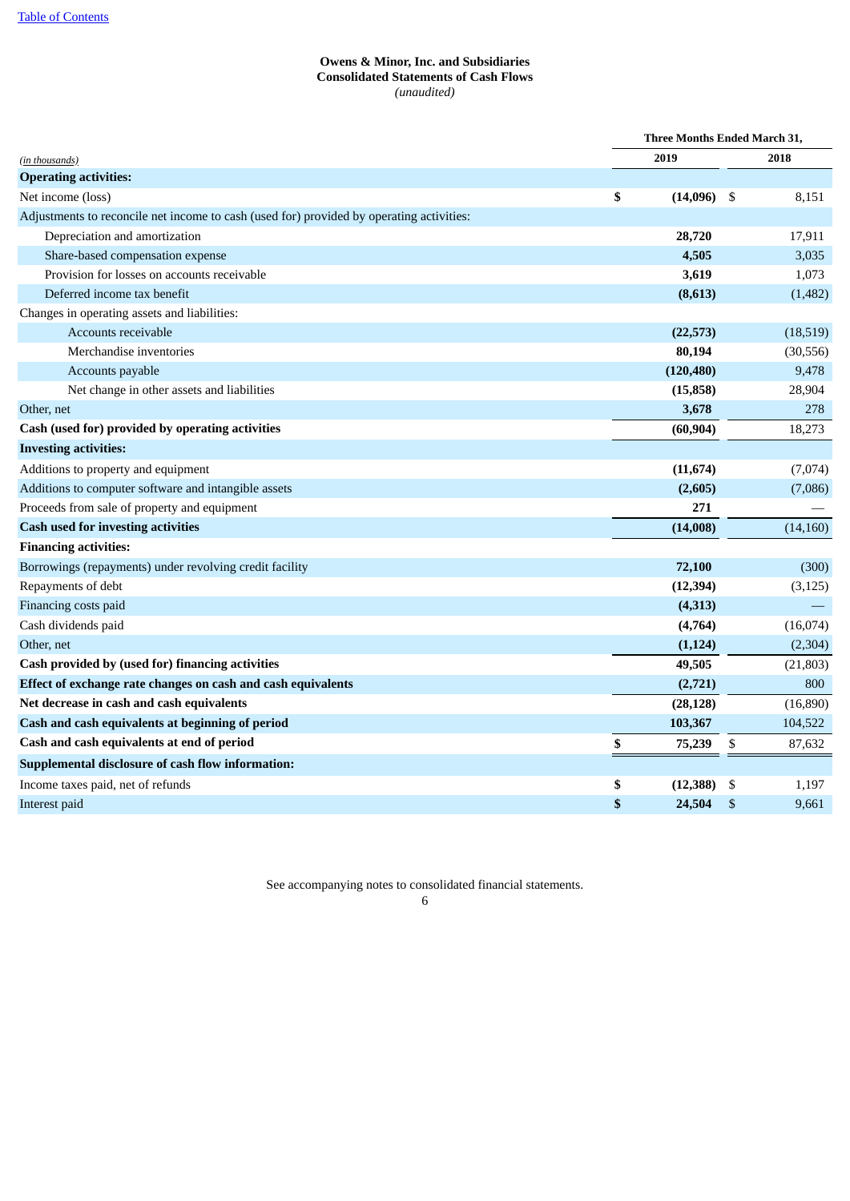[Table of Contents]

**Owens & Minor, Inc. and Subsidiaries**
**Consolidated Statements of Cash Flows**
*(unaudited)*

| *(in thousands)* | Three Months Ended March 31, 2019 | 2018 |
|---|---|---|
| **Operating activities:** | | |
| Net income (loss) | **$ (14,096)** | $ 8,151 |
| Adjustments to reconcile net income to cash (used for) provided by operating activities: | | |
| Depreciation and amortization | **28,720** | 17,911 |
| Share-based compensation expense | **4,505** | 3,035 |
| Provision for losses on accounts receivable | **3,619** | 1,073 |
| Deferred income tax benefit | **(8,613)** | (1,482) |
| Changes in operating assets and liabilities: | | |
| Accounts receivable | **(22,573)** | (18,519) |
| Merchandise inventories | **80,194** | (30,556) |
| Accounts payable | **(120,480)** | 9,478 |
| Net change in other assets and liabilities | **(15,858)** | 28,904 |
| Other, net | **3,678** | 278 |
| **Cash (used for) provided by operating activities** | **(60,904)** | 18,273 |
| **Investing activities:** | | |
| Additions to property and equipment | **(11,674)** | (7,074) |
| Additions to computer software and intangible assets | **(2,605)** | (7,086) |
| Proceeds from sale of property and equipment | **271** | — |
| **Cash used for investing activities** | **(14,008)** | (14,160) |
| **Financing activities:** | | |
| Borrowings (repayments) under revolving credit facility | **72,100** | (300) |
| Repayments of debt | **(12,394)** | (3,125) |
| Financing costs paid | **(4,313)** | — |
| Cash dividends paid | **(4,764)** | (16,074) |
| Other, net | **(1,124)** | (2,304) |
| **Cash provided by (used for) financing activities** | **49,505** | (21,803) |
| **Effect of exchange rate changes on cash and cash equivalents** | **(2,721)** | 800 |
| **Net decrease in cash and cash equivalents** | **(28,128)** | (16,890) |
| **Cash and cash equivalents at beginning of period** | **103,367** | 104,522 |
| **Cash and cash equivalents at end of period** | **$ 75,239** | $ 87,632 |
| **Supplemental disclosure of cash flow information:** | | |
| Income taxes paid, net of refunds | **$ (12,388)** | $ 1,197 |
| Interest paid | **$ 24,504** | $ 9,661 |

See accompanying notes to consolidated financial statements.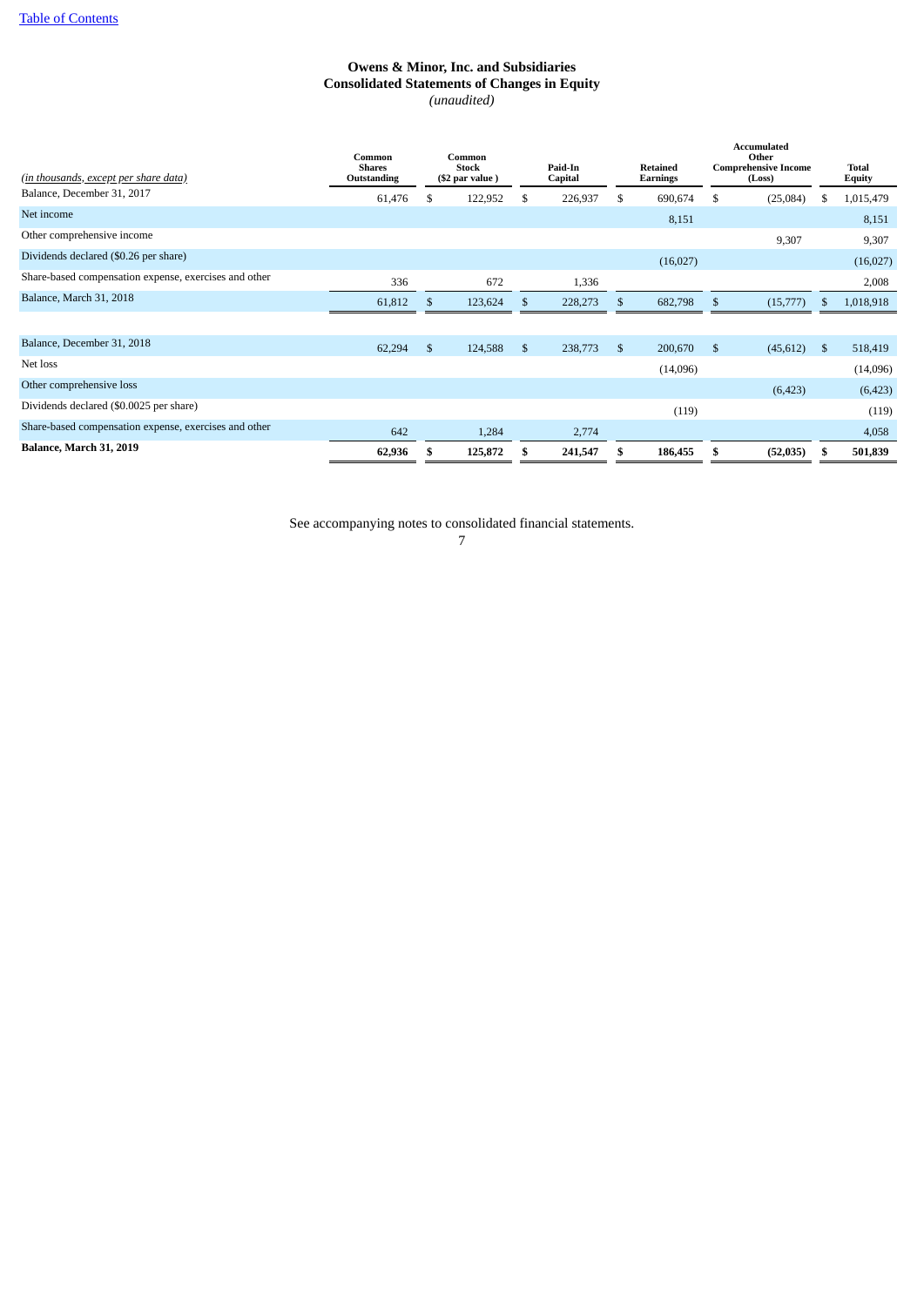[Table of Contents]

# Owens & Minor, Inc. and Subsidiaries
## Consolidated Statements of Changes in Equity
*(unaudited)*

| *(in thousands, except per share data)* | Common Shares Outstanding | Common Stock ($2 par value ) | Paid-In Capital | Retained Earnings | Accumulated Other Comprehensive Income (Loss) | Total Equity |
|---|---|---|---|---|---|---|
| Balance, December 31, 2017 | 61,476 | $ 122,952 | $ 226,937 | $ 690,674 | $ (25,084) | $ 1,015,479 |
| Net income | | | | 8,151 | | 8,151 |
| Other comprehensive income | | | | | 9,307 | 9,307 |
| Dividends declared ($0.26 per share) | | | | (16,027) | | (16,027) |
| Share-based compensation expense, exercises and other | 336 | 672 | 1,336 | | | 2,008 |
| Balance, March 31, 2018 | 61,812 | $ 123,624 | $ 228,273 | $ 682,798 | $ (15,777) | $ 1,018,918 |
| | | | | | | |
| Balance, December 31, 2018 | 62,294 | $ 124,588 | $ 238,773 | $ 200,670 | $ (45,612) | $ 518,419 |
| Net loss | | | | (14,096) | | (14,096) |
| Other comprehensive loss | | | | | (6,423) | (6,423) |
| Dividends declared ($0.0025 per share) | | | | (119) | | (119) |
| Share-based compensation expense, exercises and other | 642 | 1,284 | 2,774 | | | 4,058 |
| **Balance, March 31, 2019** | **62,936** | **$ 125,872** | **$ 241,547** | **$ 186,455** | **$ (52,035)** | **$ 501,839** |

See accompanying notes to consolidated financial statements.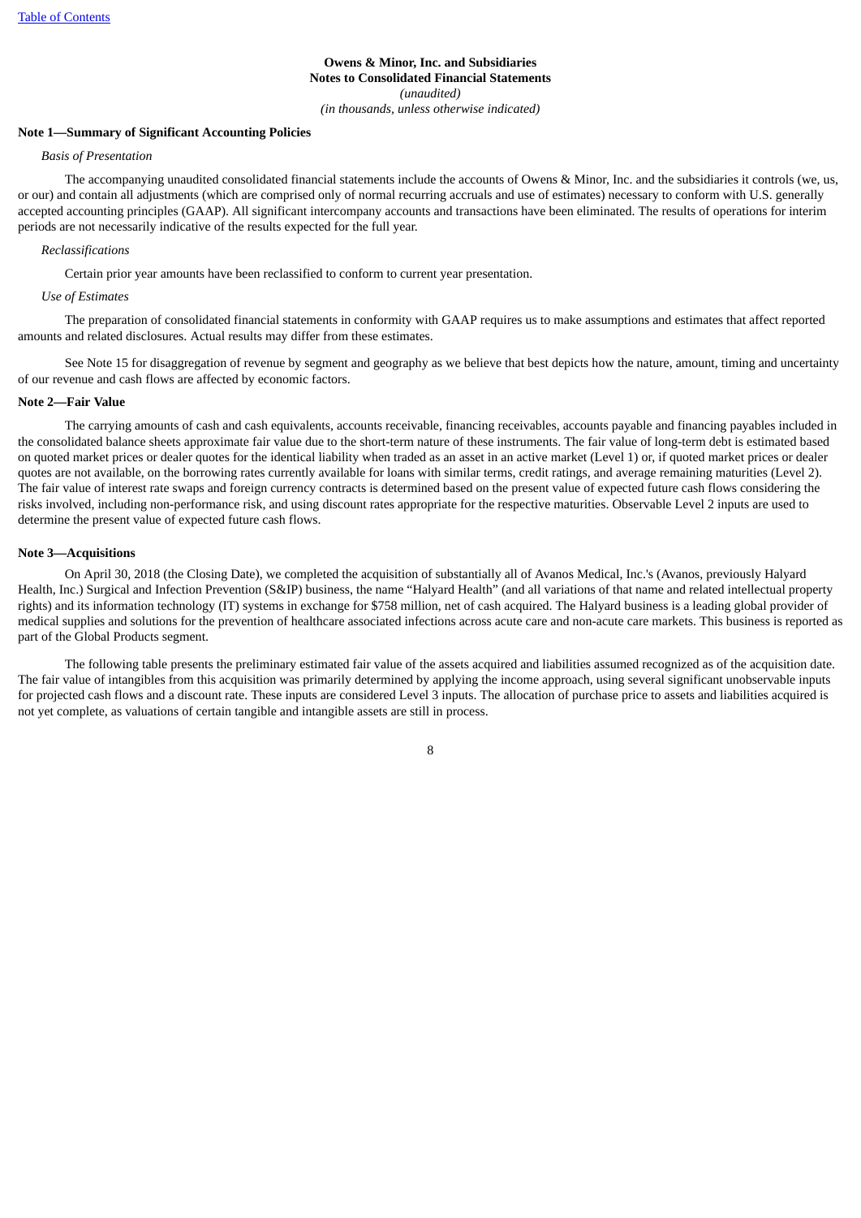**Owens & Minor, Inc. and Subsidiaries**
**Notes to Consolidated Financial Statements**
*(unaudited)*
*(in thousands, unless otherwise indicated)*

**Note 1—Summary of Significant Accounting Policies**

*Basis of Presentation*

The accompanying unaudited consolidated financial statements include the accounts of Owens & Minor, Inc. and the subsidiaries it controls (we, us, or our) and contain all adjustments (which are comprised only of normal recurring accruals and use of estimates) necessary to conform with U.S. generally accepted accounting principles (GAAP). All significant intercompany accounts and transactions have been eliminated. The results of operations for interim periods are not necessarily indicative of the results expected for the full year.

*Reclassifications*

Certain prior year amounts have been reclassified to conform to current year presentation.

*Use of Estimates*

The preparation of consolidated financial statements in conformity with GAAP requires us to make assumptions and estimates that affect reported amounts and related disclosures. Actual results may differ from these estimates.

See Note 15 for disaggregation of revenue by segment and geography as we believe that best depicts how the nature, amount, timing and uncertainty of our revenue and cash flows are affected by economic factors.

**Note 2—Fair Value**

The carrying amounts of cash and cash equivalents, accounts receivable, financing receivables, accounts payable and financing payables included in the consolidated balance sheets approximate fair value due to the short-term nature of these instruments. The fair value of long-term debt is estimated based on quoted market prices or dealer quotes for the identical liability when traded as an asset in an active market (Level 1) or, if quoted market prices or dealer quotes are not available, on the borrowing rates currently available for loans with similar terms, credit ratings, and average remaining maturities (Level 2). The fair value of interest rate swaps and foreign currency contracts is determined based on the present value of expected future cash flows considering the risks involved, including non-performance risk, and using discount rates appropriate for the respective maturities. Observable Level 2 inputs are used to determine the present value of expected future cash flows.

**Note 3—Acquisitions**

On April 30, 2018 (the Closing Date), we completed the acquisition of substantially all of Avanos Medical, Inc.'s (Avanos, previously Halyard Health, Inc.) Surgical and Infection Prevention (S&IP) business, the name "Halyard Health" (and all variations of that name and related intellectual property rights) and its information technology (IT) systems in exchange for $758 million, net of cash acquired. The Halyard business is a leading global provider of medical supplies and solutions for the prevention of healthcare associated infections across acute care and non-acute care markets. This business is reported as part of the Global Products segment.

The following table presents the preliminary estimated fair value of the assets acquired and liabilities assumed recognized as of the acquisition date. The fair value of intangibles from this acquisition was primarily determined by applying the income approach, using several significant unobservable inputs for projected cash flows and a discount rate. These inputs are considered Level 3 inputs. The allocation of purchase price to assets and liabilities acquired is not yet complete, as valuations of certain tangible and intangible assets are still in process.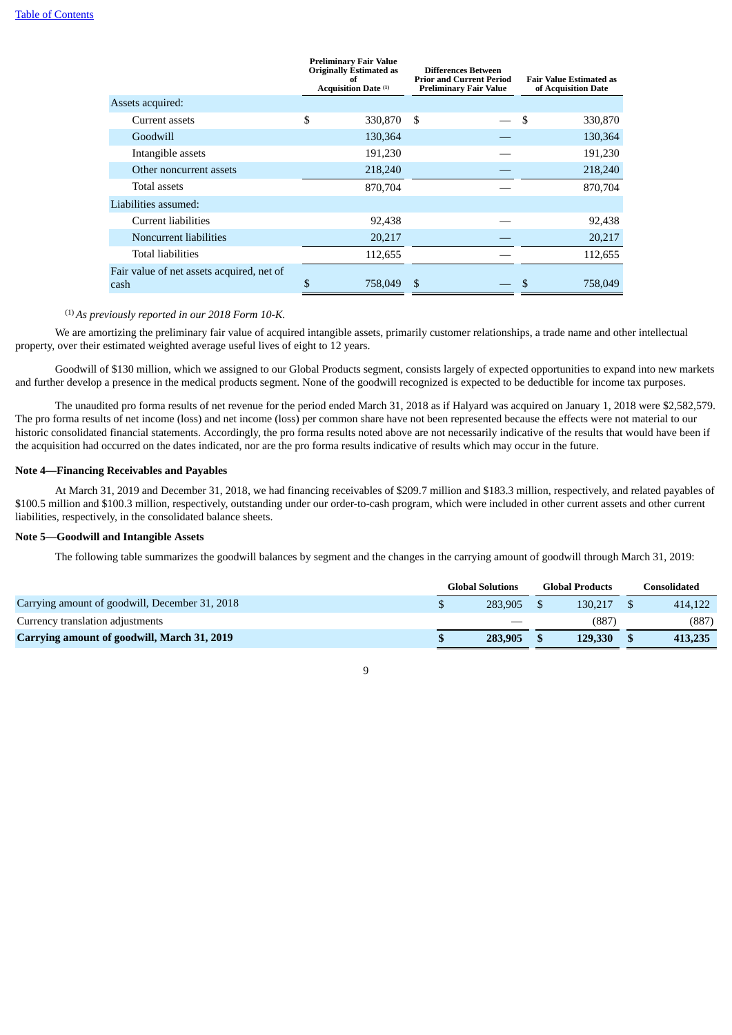| | Preliminary Fair Value Originally Estimated as of Acquisition Date [1] | Differences Between Prior and Current Period Preliminary Fair Value | Fair Value Estimated as of Acquisition Date |
|---|---|---|---|
| Assets acquired: | | | |
| Current assets | $ 330,870 | $ — | $ 330,870 |
| Goodwill | 130,364 | — | 130,364 |
| Intangible assets | 191,230 | — | 191,230 |
| Other noncurrent assets | 218,240 | — | 218,240 |
| Total assets | 870,704 | — | 870,704 |
| Liabilities assumed: | | | |
| Current liabilities | 92,438 | — | 92,438 |
| Noncurrent liabilities | 20,217 | — | 20,217 |
| Total liabilities | 112,655 | — | 112,655 |
| Fair value of net assets acquired, net of cash | $ 758,049 | $ — | $ 758,049 |

[1] *As previously reported in our 2018 Form 10-K.*

We are amortizing the preliminary fair value of acquired intangible assets, primarily customer relationships, a trade name and other intellectual property, over their estimated weighted average useful lives of eight to 12 years.

Goodwill of $130 million, which we assigned to our Global Products segment, consists largely of expected opportunities to expand into new markets and further develop a presence in the medical products segment. None of the goodwill recognized is expected to be deductible for income tax purposes.

The unaudited pro forma results of net revenue for the period ended March 31, 2018 as if Halyard was acquired on January 1, 2018 were $2,582,579. The pro forma results of net income (loss) and net income (loss) per common share have not been represented because the effects were not material to our historic consolidated financial statements. Accordingly, the pro forma results noted above are not necessarily indicative of the results that would have been if the acquisition had occurred on the dates indicated, nor are the pro forma results indicative of results which may occur in the future.

**Note 4—Financing Receivables and Payables**

At March 31, 2019 and December 31, 2018, we had financing receivables of $209.7 million and $183.3 million, respectively, and related payables of $100.5 million and $100.3 million, respectively, outstanding under our order-to-cash program, which were included in other current assets and other current liabilities, respectively, in the consolidated balance sheets.

**Note 5—Goodwill and Intangible Assets**

The following table summarizes the goodwill balances by segment and the changes in the carrying amount of goodwill through March 31, 2019:

| | Global Solutions | Global Products | Consolidated |
|---|---|---|---|
| Carrying amount of goodwill, December 31, 2018 | $ 283,905 | $ 130,217 | $ 414,122 |
| Currency translation adjustments | — | (887) | (887) |
| **Carrying amount of goodwill, March 31, 2019** | **$ 283,905** | **$ 129,330** | **$ 413,235** |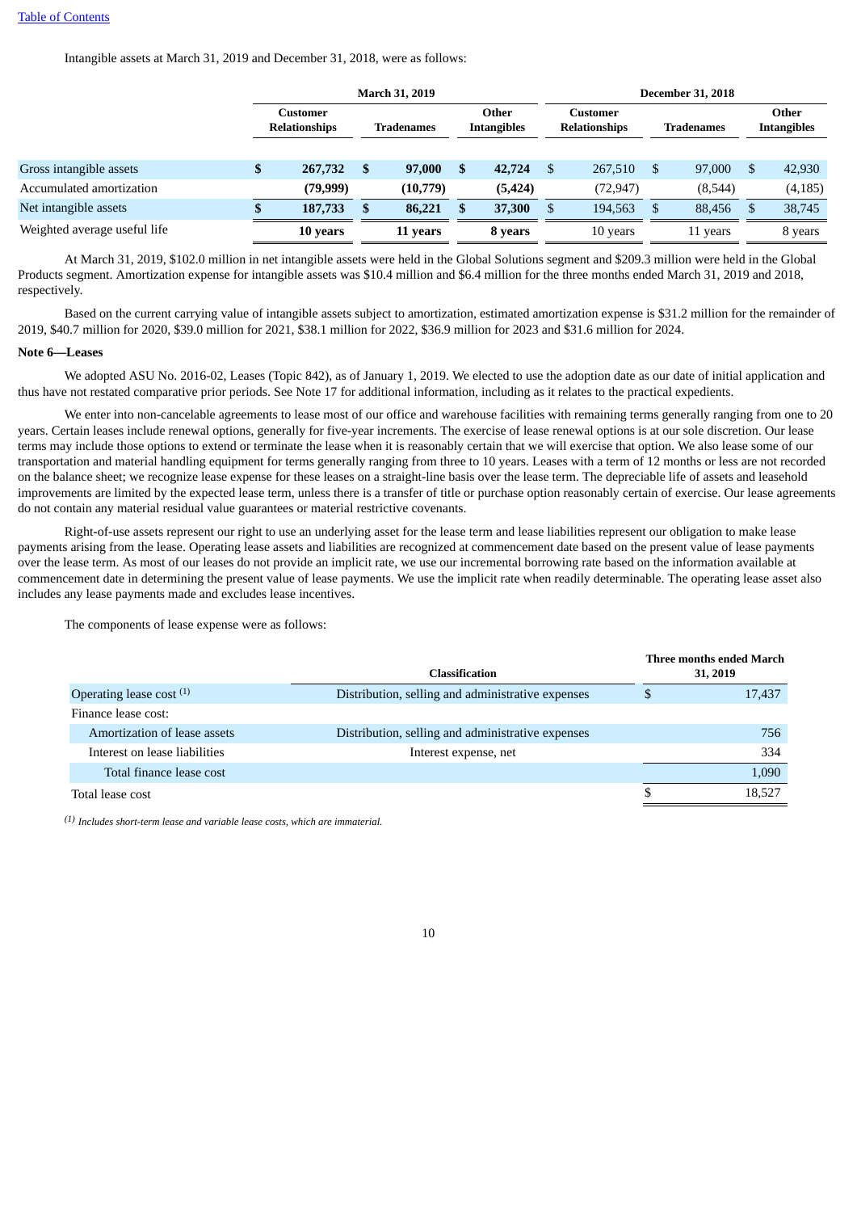Intangible assets at March 31, 2019 and December 31, 2018, were as follows:

| | March 31, 2019 | | | December 31, 2018 | | |
|---|---|---|---|---|---|---|
| | Customer Relationships | Tradenames | Other Intangibles | Customer Relationships | Tradenames | Other Intangibles |
| Gross intangible assets | **$ 267,732** | **$ 97,000** | **$ 42,724** | $ 267,510 | $ 97,000 | $ 42,930 |
| Accumulated amortization | **(79,999)** | **(10,779)** | **(5,424)** | (72,947) | (8,544) | (4,185) |
| Net intangible assets | **$ 187,733** | **$ 86,221** | **$ 37,300** | $ 194,563 | $ 88,456 | $ 38,745 |
| Weighted average useful life | **10 years** | **11 years** | **8 years** | 10 years | 11 years | 8 years |

At March 31, 2019, $102.0 million in net intangible assets were held in the Global Solutions segment and $209.3 million were held in the Global Products segment. Amortization expense for intangible assets was $10.4 million and $6.4 million for the three months ended March 31, 2019 and 2018, respectively.

Based on the current carrying value of intangible assets subject to amortization, estimated amortization expense is $31.2 million for the remainder of 2019, $40.7 million for 2020, $39.0 million for 2021, $38.1 million for 2022, $36.9 million for 2023 and $31.6 million for 2024.

**Note 6—Leases**

We adopted ASU No. 2016-02, Leases (Topic 842), as of January 1, 2019. We elected to use the adoption date as our date of initial application and thus have not restated comparative prior periods. See Note 17 for additional information, including as it relates to the practical expedients.

We enter into non-cancelable agreements to lease most of our office and warehouse facilities with remaining terms generally ranging from one to 20 years. Certain leases include renewal options, generally for five-year increments. The exercise of lease renewal options is at our sole discretion. Our lease terms may include those options to extend or terminate the lease when it is reasonably certain that we will exercise that option. We also lease some of our transportation and material handling equipment for terms generally ranging from three to 10 years. Leases with a term of 12 months or less are not recorded on the balance sheet; we recognize lease expense for these leases on a straight-line basis over the lease term. The depreciable life of assets and leasehold improvements are limited by the expected lease term, unless there is a transfer of title or purchase option reasonably certain of exercise. Our lease agreements do not contain any material residual value guarantees or material restrictive covenants.

Right-of-use assets represent our right to use an underlying asset for the lease term and lease liabilities represent our obligation to make lease payments arising from the lease. Operating lease assets and liabilities are recognized at commencement date based on the present value of lease payments over the lease term. As most of our leases do not provide an implicit rate, we use our incremental borrowing rate based on the information available at commencement date in determining the present value of lease payments. We use the implicit rate when readily determinable. The operating lease asset also includes any lease payments made and excludes lease incentives.

The components of lease expense were as follows:

| | Classification | Three months ended March 31, 2019 |
|---|---|---|
| Operating lease cost [(1)] | Distribution, selling and administrative expenses | $ 17,437 |
| Finance lease cost: | | |
| Amortization of lease assets | Distribution, selling and administrative expenses | 756 |
| Interest on lease liabilities | Interest expense, net | 334 |
| Total finance lease cost | | 1,090 |
| Total lease cost | | $ 18,527 |

[(1)] *Includes short-term lease and variable lease costs, which are immaterial.*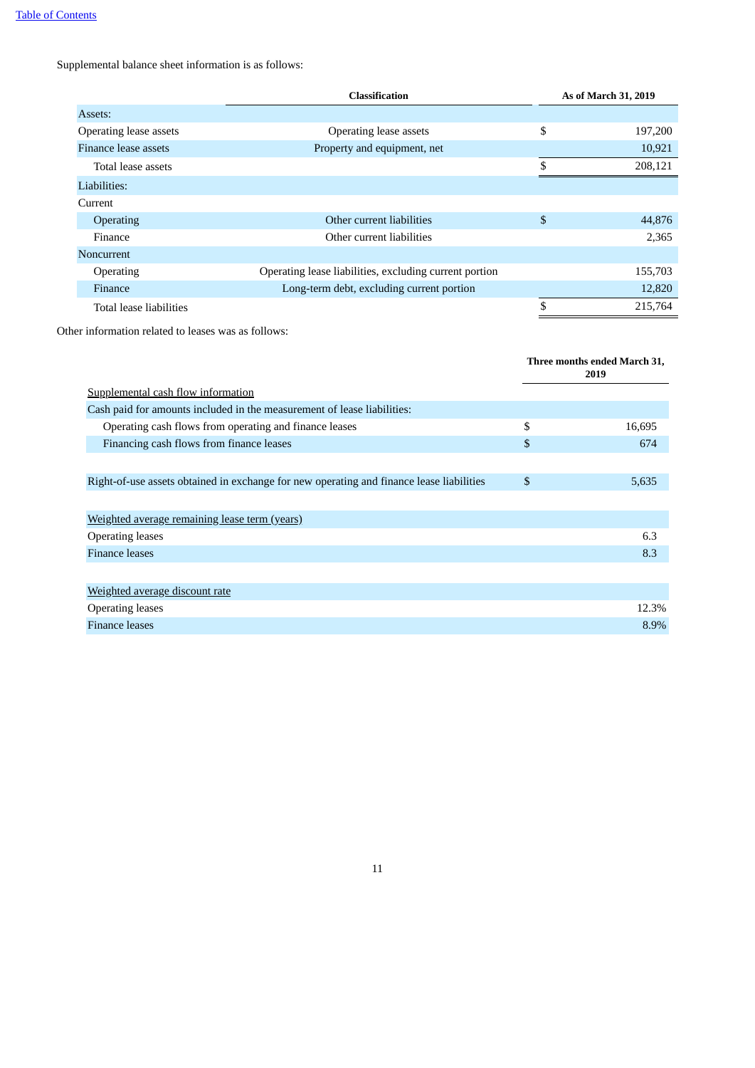Supplemental balance sheet information is as follows:

| | Classification | As of March 31, 2019 |
|---|---|---|
| Assets: | | |
| Operating lease assets | Operating lease assets | $ 197,200 |
| Finance lease assets | Property and equipment, net | 10,921 |
| Total lease assets | | $ 208,121 |
| Liabilities: | | |
| Current | | |
| Operating | Other current liabilities | $ 44,876 |
| Finance | Other current liabilities | 2,365 |
| Noncurrent | | |
| Operating | Operating lease liabilities, excluding current portion | 155,703 |
| Finance | Long-term debt, excluding current portion | 12,820 |
| Total lease liabilities | | $ 215,764 |

Other information related to leases was as follows:

| | Three months ended March 31, 2019 |
|---|---|
| Supplemental cash flow information | |
| Cash paid for amounts included in the measurement of lease liabilities: | |
| Operating cash flows from operating and finance leases | $ 16,695 |
| Financing cash flows from finance leases | $ 674 |
| | |
| Right-of-use assets obtained in exchange for new operating and finance lease liabilities | $ 5,635 |
| | |
| Weighted average remaining lease term (years) | |
| Operating leases | 6.3 |
| Finance leases | 8.3 |
| | |
| Weighted average discount rate | |
| Operating leases | 12.3% |
| Finance leases | 8.9% |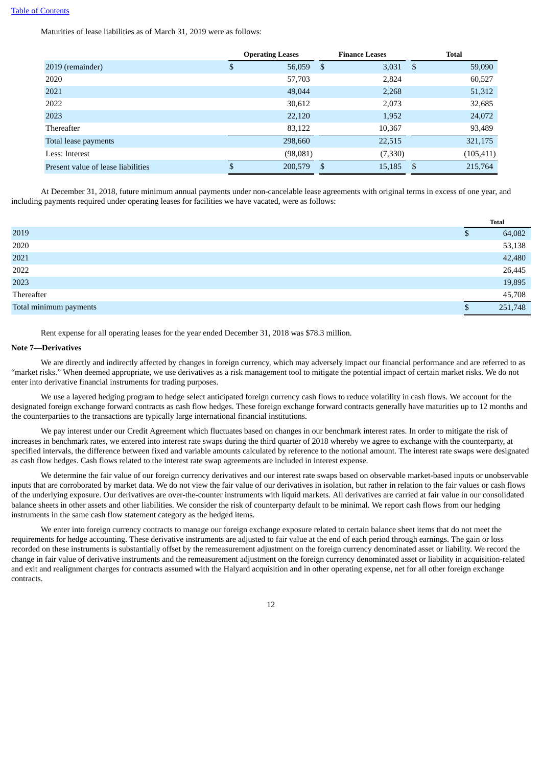Maturities of lease liabilities as of March 31, 2019 were as follows:

| | Operating Leases | Finance Leases | Total |
|---|---|---|---|
| 2019 (remainder) | $ 56,059 | $ 3,031 | $ 59,090 |
| 2020 | 57,703 | 2,824 | 60,527 |
| 2021 | 49,044 | 2,268 | 51,312 |
| 2022 | 30,612 | 2,073 | 32,685 |
| 2023 | 22,120 | 1,952 | 24,072 |
| Thereafter | 83,122 | 10,367 | 93,489 |
| Total lease payments | 298,660 | 22,515 | 321,175 |
| Less: Interest | (98,081) | (7,330) | (105,411) |
| Present value of lease liabilities | $ 200,579 | $ 15,185 | $ 215,764 |

At December 31, 2018, future minimum annual payments under non-cancelable lease agreements with original terms in excess of one year, and including payments required under operating leases for facilities we have vacated, were as follows:

| | Total |
|---|---|
| 2019 | $ 64,082 |
| 2020 | 53,138 |
| 2021 | 42,480 |
| 2022 | 26,445 |
| 2023 | 19,895 |
| Thereafter | 45,708 |
| Total minimum payments | $ 251,748 |

Rent expense for all operating leases for the year ended December 31, 2018 was $78.3 million.

**Note 7—Derivatives**

We are directly and indirectly affected by changes in foreign currency, which may adversely impact our financial performance and are referred to as "market risks." When deemed appropriate, we use derivatives as a risk management tool to mitigate the potential impact of certain market risks. We do not enter into derivative financial instruments for trading purposes.

We use a layered hedging program to hedge select anticipated foreign currency cash flows to reduce volatility in cash flows. We account for the designated foreign exchange forward contracts as cash flow hedges. These foreign exchange forward contracts generally have maturities up to 12 months and the counterparties to the transactions are typically large international financial institutions.

We pay interest under our Credit Agreement which fluctuates based on changes in our benchmark interest rates. In order to mitigate the risk of increases in benchmark rates, we entered into interest rate swaps during the third quarter of 2018 whereby we agree to exchange with the counterparty, at specified intervals, the difference between fixed and variable amounts calculated by reference to the notional amount. The interest rate swaps were designated as cash flow hedges. Cash flows related to the interest rate swap agreements are included in interest expense.

We determine the fair value of our foreign currency derivatives and our interest rate swaps based on observable market-based inputs or unobservable inputs that are corroborated by market data. We do not view the fair value of our derivatives in isolation, but rather in relation to the fair values or cash flows of the underlying exposure. Our derivatives are over-the-counter instruments with liquid markets. All derivatives are carried at fair value in our consolidated balance sheets in other assets and other liabilities. We consider the risk of counterparty default to be minimal. We report cash flows from our hedging instruments in the same cash flow statement category as the hedged items.

We enter into foreign currency contracts to manage our foreign exchange exposure related to certain balance sheet items that do not meet the requirements for hedge accounting. These derivative instruments are adjusted to fair value at the end of each period through earnings. The gain or loss recorded on these instruments is substantially offset by the remeasurement adjustment on the foreign currency denominated asset or liability. We record the change in fair value of derivative instruments and the remeasurement adjustment on the foreign currency denominated asset or liability in acquisition-related and exit and realignment charges for contracts assumed with the Halyard acquisition and in other operating expense, net for all other foreign exchange contracts.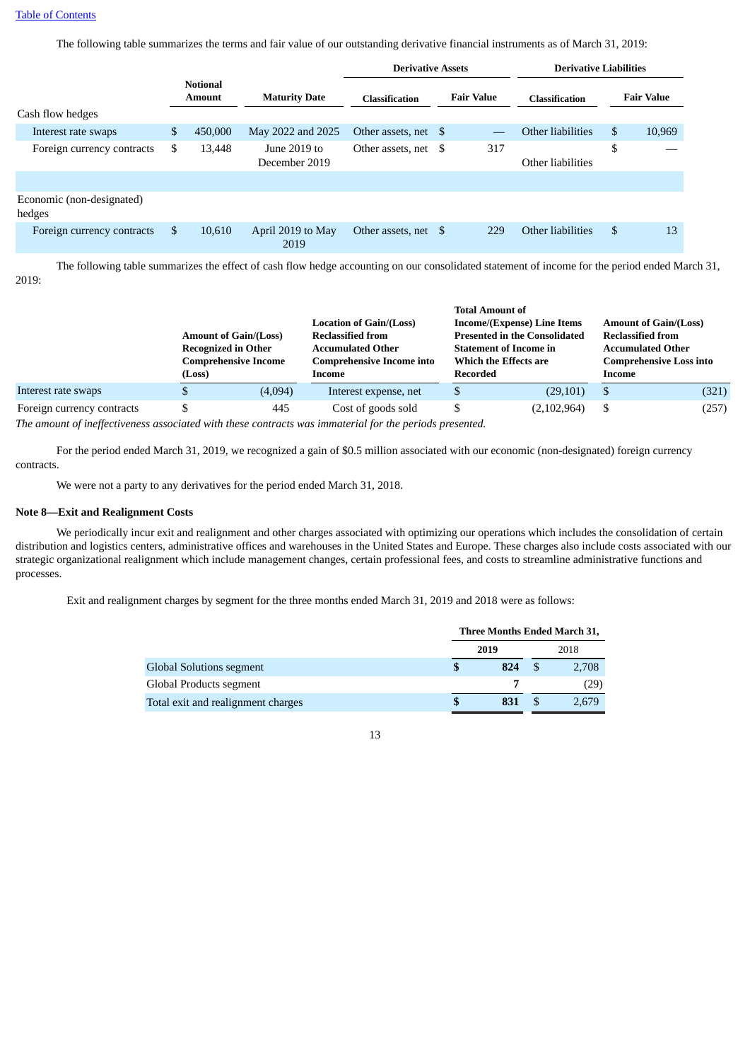The following table summarizes the terms and fair value of our outstanding derivative financial instruments as of March 31, 2019:

| | Notional Amount | Maturity Date | Derivative Assets | | Derivative Liabilities | |
|---|---|---|---|---|---|---|
| | | | Classification | Fair Value | Classification | Fair Value |
| Cash flow hedges | | | | | | |
| Interest rate swaps | $ 450,000 | May 2022 and 2025 | Other assets, net | $ — | Other liabilities | $ 10,969 |
| Foreign currency contracts | $ 13,448 | June 2019 to December 2019 | Other assets, net | $ 317 | Other liabilities | $ — |
| | | | | | | |
| Economic (non-designated) hedges | | | | | | |
| Foreign currency contracts | $ 10,610 | April 2019 to May 2019 | Other assets, net | $ 229 | Other liabilities | $ 13 |

The following table summarizes the effect of cash flow hedge accounting on our consolidated statement of income for the period ended March 31, 2019:

| | Amount of Gain/(Loss) Recognized in Other Comprehensive Income (Loss) | Location of Gain/(Loss) Reclassified from Accumulated Other Comprehensive Income into Income | Total Amount of Income/(Expense) Line Items Presented in the Consolidated Statement of Income in Which the Effects are Recorded | Amount of Gain/(Loss) Reclassified from Accumulated Other Comprehensive Loss into Income |
|---|---|---|---|---|
| Interest rate swaps | $ (4,094) | Interest expense, net | $ (29,101) | $ (321) |
| Foreign currency contracts | $ 445 | Cost of goods sold | $ (2,102,964) | $ (257) |

*The amount of ineffectiveness associated with these contracts was immaterial for the periods presented.*

For the period ended March 31, 2019, we recognized a gain of $0.5 million associated with our economic (non-designated) foreign currency contracts.

We were not a party to any derivatives for the period ended March 31, 2018.

**Note 8—Exit and Realignment Costs**

We periodically incur exit and realignment and other charges associated with optimizing our operations which includes the consolidation of certain distribution and logistics centers, administrative offices and warehouses in the United States and Europe. These charges also include costs associated with our strategic organizational realignment which include management changes, certain professional fees, and costs to streamline administrative functions and processes.

Exit and realignment charges by segment for the three months ended March 31, 2019 and 2018 were as follows:

| | Three Months Ended March 31, | |
|---|---|---|
| | **2019** | 2018 |
| Global Solutions segment | **$ 824** | $ 2,708 |
| Global Products segment | **7** | (29) |
| Total exit and realignment charges | **$ 831** | $ 2,679 |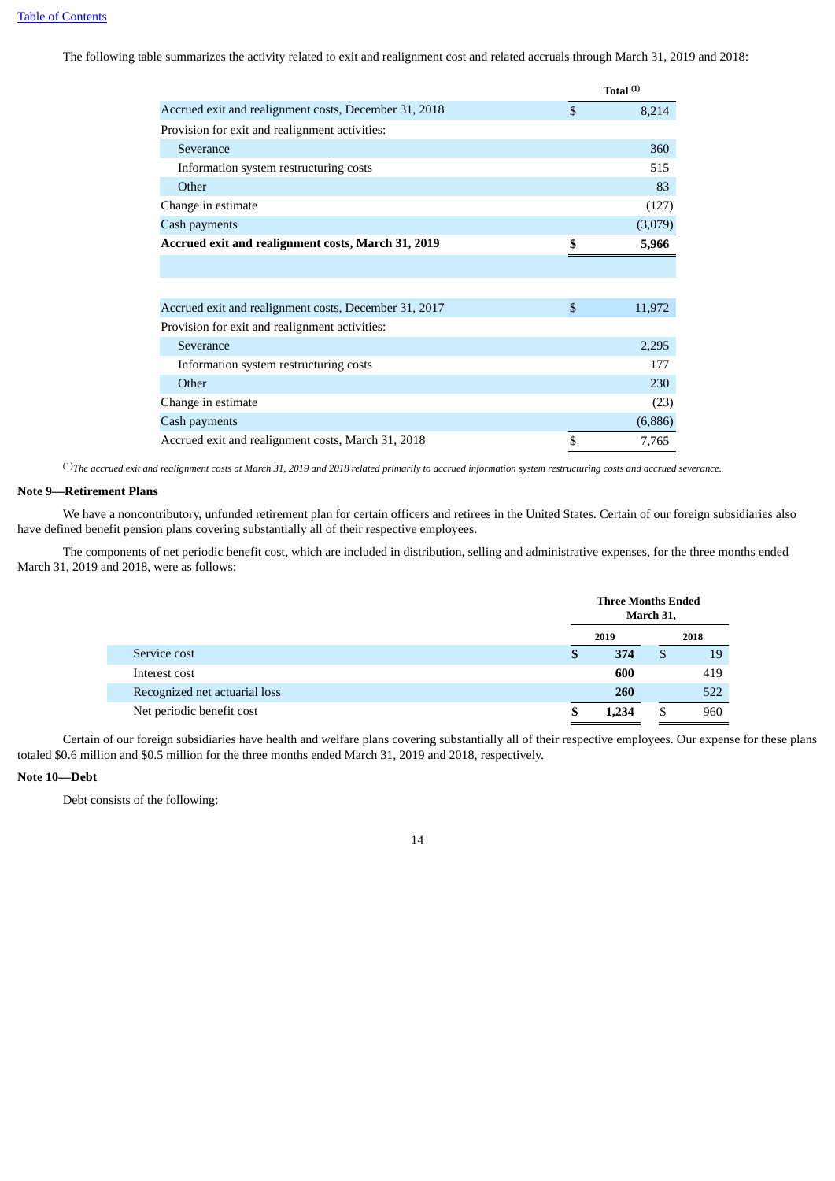The following table summarizes the activity related to exit and realignment cost and related accruals through March 31, 2019 and 2018:

| | Total [(1)] |
|---|---|
| Accrued exit and realignment costs, December 31, 2018 | $ 8,214 |
| Provision for exit and realignment activities: | |
| Severance | 360 |
| Information system restructuring costs | 515 |
| Other | 83 |
| Change in estimate | (127) |
| Cash payments | (3,079) |
| **Accrued exit and realignment costs, March 31, 2019** | **$ 5,966** |
| | |
| Accrued exit and realignment costs, December 31, 2017 | $ 11,972 |
| Provision for exit and realignment activities: | |
| Severance | 2,295 |
| Information system restructuring costs | 177 |
| Other | 230 |
| Change in estimate | (23) |
| Cash payments | (6,886) |
| Accrued exit and realignment costs, March 31, 2018 | $ 7,765 |

[(1)] *The accrued exit and realignment costs at March 31, 2019 and 2018 related primarily to accrued information system restructuring costs and accrued severance.*

**Note 9—Retirement Plans**

We have a noncontributory, unfunded retirement plan for certain officers and retirees in the United States. Certain of our foreign subsidiaries also have defined benefit pension plans covering substantially all of their respective employees.

The components of net periodic benefit cost, which are included in distribution, selling and administrative expenses, for the three months ended March 31, 2019 and 2018, were as follows:

| | Three Months Ended March 31, | |
|---|---|---|
| | 2019 | 2018 |
| Service cost | **$ 374** | $ 19 |
| Interest cost | **600** | 419 |
| Recognized net actuarial loss | **260** | 522 |
| Net periodic benefit cost | **$ 1,234** | $ 960 |

Certain of our foreign subsidiaries have health and welfare plans covering substantially all of their respective employees. Our expense for these plans totaled $0.6 million and $0.5 million for the three months ended March 31, 2019 and 2018, respectively.

**Note 10—Debt**

Debt consists of the following: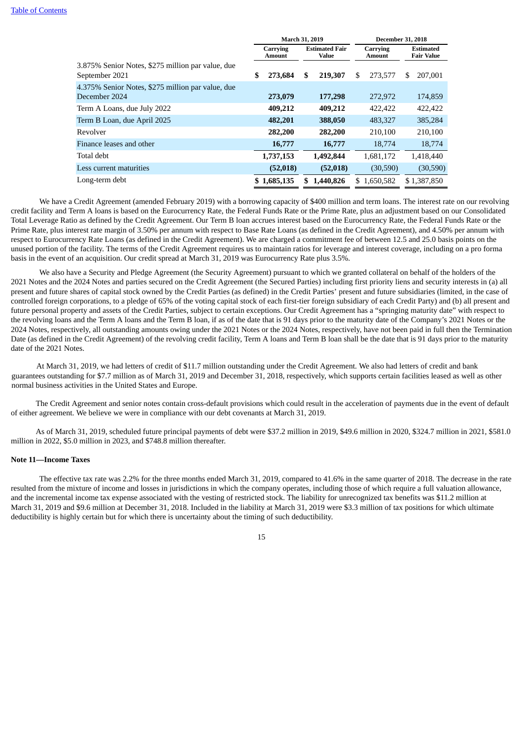| | March 31, 2019 | | December 31, 2018 | |
|---|---|---|---|---|
| | Carrying Amount | Estimated Fair Value | Carrying Amount | Estimated Fair Value |
| 3.875% Senior Notes, $275 million par value, due September 2021 | $ 273,684 | $ 219,307 | $ 273,577 | $ 207,001 |
| 4.375% Senior Notes, $275 million par value, due December 2024 | 273,079 | 177,298 | 272,972 | 174,859 |
| Term A Loans, due July 2022 | 409,212 | 409,212 | 422,422 | 422,422 |
| Term B Loan, due April 2025 | 482,201 | 388,050 | 483,327 | 385,284 |
| Revolver | 282,200 | 282,200 | 210,100 | 210,100 |
| Finance leases and other | 16,777 | 16,777 | 18,774 | 18,774 |
| Total debt | 1,737,153 | 1,492,844 | 1,681,172 | 1,418,440 |
| Less current maturities | (52,018) | (52,018) | (30,590) | (30,590) |
| Long-term debt | $ 1,685,135 | $ 1,440,826 | $ 1,650,582 | $ 1,387,850 |

We have a Credit Agreement (amended February 2019) with a borrowing capacity of $400 million and term loans. The interest rate on our revolving credit facility and Term A loans is based on the Eurocurrency Rate, the Federal Funds Rate or the Prime Rate, plus an adjustment based on our Consolidated Total Leverage Ratio as defined by the Credit Agreement. Our Term B loan accrues interest based on the Eurocurrency Rate, the Federal Funds Rate or the Prime Rate, plus interest rate margin of 3.50% per annum with respect to Base Rate Loans (as defined in the Credit Agreement), and 4.50% per annum with respect to Eurocurrency Rate Loans (as defined in the Credit Agreement). We are charged a commitment fee of between 12.5 and 25.0 basis points on the unused portion of the facility. The terms of the Credit Agreement requires us to maintain ratios for leverage and interest coverage, including on a pro forma basis in the event of an acquisition. Our credit spread at March 31, 2019 was Eurocurrency Rate plus 3.5%.

We also have a Security and Pledge Agreement (the Security Agreement) pursuant to which we granted collateral on behalf of the holders of the 2021 Notes and the 2024 Notes and parties secured on the Credit Agreement (the Secured Parties) including first priority liens and security interests in (a) all present and future shares of capital stock owned by the Credit Parties (as defined) in the Credit Parties' present and future subsidiaries (limited, in the case of controlled foreign corporations, to a pledge of 65% of the voting capital stock of each first-tier foreign subsidiary of each Credit Party) and (b) all present and future personal property and assets of the Credit Parties, subject to certain exceptions. Our Credit Agreement has a "springing maturity date" with respect to the revolving loans and the Term A loans and the Term B loan, if as of the date that is 91 days prior to the maturity date of the Company's 2021 Notes or the 2024 Notes, respectively, all outstanding amounts owing under the 2021 Notes or the 2024 Notes, respectively, have not been paid in full then the Termination Date (as defined in the Credit Agreement) of the revolving credit facility, Term A loans and Term B loan shall be the date that is 91 days prior to the maturity date of the 2021 Notes.

At March 31, 2019, we had letters of credit of $11.7 million outstanding under the Credit Agreement. We also had letters of credit and bank guarantees outstanding for $7.7 million as of March 31, 2019 and December 31, 2018, respectively, which supports certain facilities leased as well as other normal business activities in the United States and Europe.

The Credit Agreement and senior notes contain cross-default provisions which could result in the acceleration of payments due in the event of default of either agreement. We believe we were in compliance with our debt covenants at March 31, 2019.

As of March 31, 2019, scheduled future principal payments of debt were $37.2 million in 2019, $49.6 million in 2020, $324.7 million in 2021, $581.0 million in 2022, $5.0 million in 2023, and $748.8 million thereafter.

## Note 11—Income Taxes

The effective tax rate was 2.2% for the three months ended March 31, 2019, compared to 41.6% in the same quarter of 2018. The decrease in the rate resulted from the mixture of income and losses in jurisdictions in which the company operates, including those of which require a full valuation allowance, and the incremental income tax expense associated with the vesting of restricted stock. The liability for unrecognized tax benefits was $11.2 million at March 31, 2019 and $9.6 million at December 31, 2018. Included in the liability at March 31, 2019 were $3.3 million of tax positions for which ultimate deductibility is highly certain but for which there is uncertainty about the timing of such deductibility.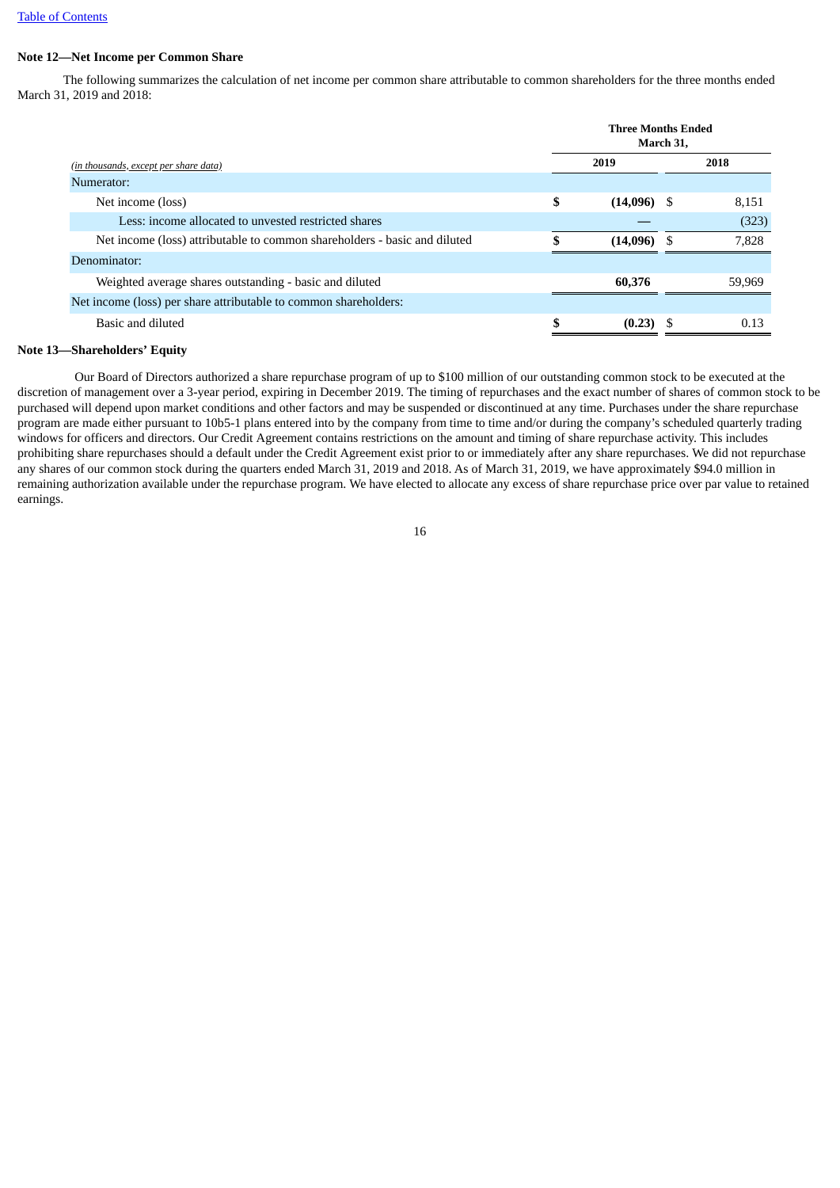**Note 12—Net Income per Common Share**

The following summarizes the calculation of net income per common share attributable to common shareholders for the three months ended March 31, 2019 and 2018:

| *(in thousands, except per share data)* | Three Months Ended March 31, 2019 | Three Months Ended March 31, 2018 |
|---|---|---|
| Numerator: | | |
| Net income (loss) | **$ (14,096)** | $ 8,151 |
| Less: income allocated to unvested restricted shares | **—** | (323) |
| Net income (loss) attributable to common shareholders - basic and diluted | **$ (14,096)** | $ 7,828 |
| Denominator: | | |
| Weighted average shares outstanding - basic and diluted | **60,376** | 59,969 |
| Net income (loss) per share attributable to common shareholders: | | |
| Basic and diluted | **$ (0.23)** | $ 0.13 |

**Note 13—Shareholders' Equity**

Our Board of Directors authorized a share repurchase program of up to $100 million of our outstanding common stock to be executed at the discretion of management over a 3-year period, expiring in December 2019. The timing of repurchases and the exact number of shares of common stock to be purchased will depend upon market conditions and other factors and may be suspended or discontinued at any time. Purchases under the share repurchase program are made either pursuant to 10b5-1 plans entered into by the company from time to time and/or during the company's scheduled quarterly trading windows for officers and directors. Our Credit Agreement contains restrictions on the amount and timing of share repurchase activity. This includes prohibiting share repurchases should a default under the Credit Agreement exist prior to or immediately after any share repurchases. We did not repurchase any shares of our common stock during the quarters ended March 31, 2019 and 2018. As of March 31, 2019, we have approximately $94.0 million in remaining authorization available under the repurchase program. We have elected to allocate any excess of share repurchase price over par value to retained earnings.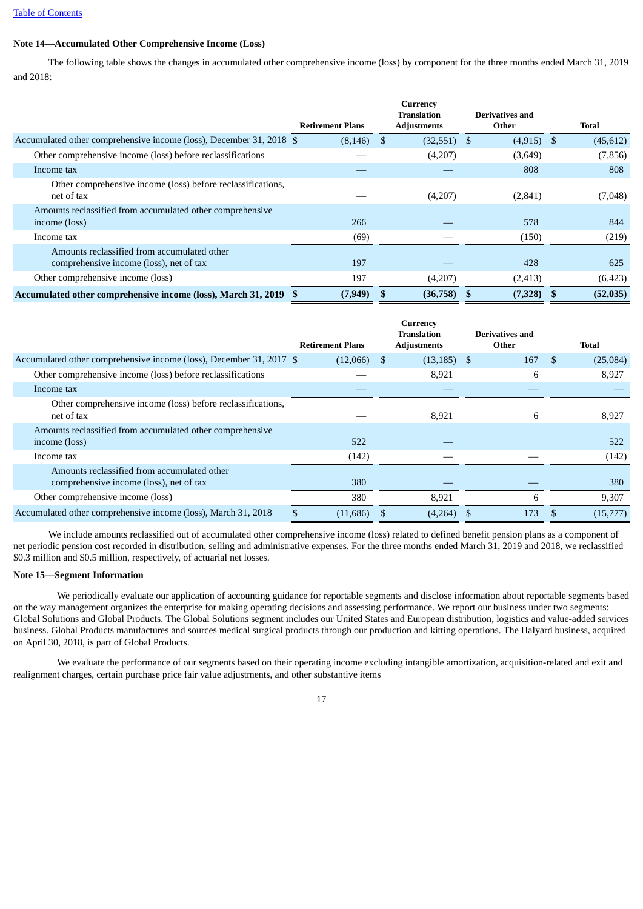[Table of Contents](#)

**Note 14—Accumulated Other Comprehensive Income (Loss)**

The following table shows the changes in accumulated other comprehensive income (loss) by component for the three months ended March 31, 2019 and 2018:

| | Retirement Plans | Currency Translation Adjustments | Derivatives and Other | Total |
|---|---|---|---|---|
| Accumulated other comprehensive income (loss), December 31, 2018 | $ (8,146) | $ (32,551) | $ (4,915) | $ (45,612) |
| Other comprehensive income (loss) before reclassifications | — | (4,207) | (3,649) | (7,856) |
| Income tax | — | — | 808 | 808 |
| Other comprehensive income (loss) before reclassifications, net of tax | — | (4,207) | (2,841) | (7,048) |
| Amounts reclassified from accumulated other comprehensive income (loss) | 266 | — | 578 | 844 |
| Income tax | (69) | — | (150) | (219) |
| Amounts reclassified from accumulated other comprehensive income (loss), net of tax | 197 | — | 428 | 625 |
| Other comprehensive income (loss) | 197 | (4,207) | (2,413) | (6,423) |
| **Accumulated other comprehensive income (loss), March 31, 2019** | **$ (7,949)** | **$ (36,758)** | **$ (7,328)** | **$ (52,035)** |

| | Retirement Plans | Currency Translation Adjustments | Derivatives and Other | Total |
|---|---|---|---|---|
| Accumulated other comprehensive income (loss), December 31, 2017 | $ (12,066) | $ (13,185) | $ 167 | $ (25,084) |
| Other comprehensive income (loss) before reclassifications | — | 8,921 | 6 | 8,927 |
| Income tax | — | — | — | — |
| Other comprehensive income (loss) before reclassifications, net of tax | — | 8,921 | 6 | 8,927 |
| Amounts reclassified from accumulated other comprehensive income (loss) | 522 | — | — | 522 |
| Income tax | (142) | — | — | (142) |
| Amounts reclassified from accumulated other comprehensive income (loss), net of tax | 380 | — | — | 380 |
| Other comprehensive income (loss) | 380 | 8,921 | 6 | 9,307 |
| Accumulated other comprehensive income (loss), March 31, 2018 | $ (11,686) | $ (4,264) | $ 173 | $ (15,777) |

We include amounts reclassified out of accumulated other comprehensive income (loss) related to defined benefit pension plans as a component of net periodic pension cost recorded in distribution, selling and administrative expenses. For the three months ended March 31, 2019 and 2018, we reclassified $0.3 million and $0.5 million, respectively, of actuarial net losses.

**Note 15—Segment Information**

We periodically evaluate our application of accounting guidance for reportable segments and disclose information about reportable segments based on the way management organizes the enterprise for making operating decisions and assessing performance. We report our business under two segments: Global Solutions and Global Products. The Global Solutions segment includes our United States and European distribution, logistics and value-added services business. Global Products manufactures and sources medical surgical products through our production and kitting operations. The Halyard business, acquired on April 30, 2018, is part of Global Products.

We evaluate the performance of our segments based on their operating income excluding intangible amortization, acquisition-related and exit and realignment charges, certain purchase price fair value adjustments, and other substantive items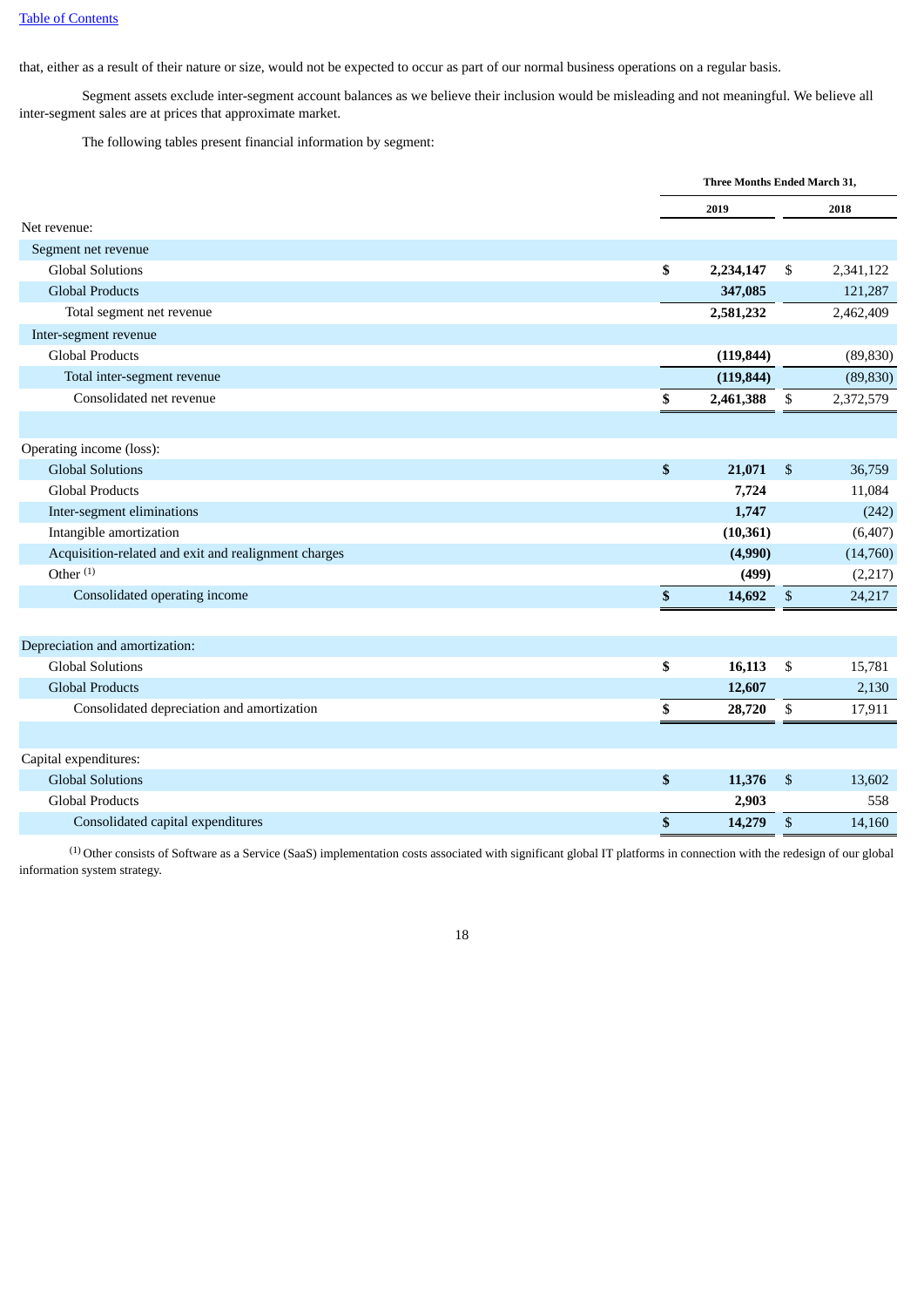that, either as a result of their nature or size, would not be expected to occur as part of our normal business operations on a regular basis.

Segment assets exclude inter-segment account balances as we believe their inclusion would be misleading and not meaningful. We believe all inter-segment sales are at prices that approximate market.

The following tables present financial information by segment:

| | Three Months Ended March 31, | |
|---|---|---|
| | **2019** | 2018 |
| Net revenue: | | |
| Segment net revenue | | |
| Global Solutions | **$ 2,234,147** | $ 2,341,122 |
| Global Products | **347,085** | 121,287 |
| Total segment net revenue | **2,581,232** | 2,462,409 |
| Inter-segment revenue | | |
| Global Products | **(119,844)** | (89,830) |
| Total inter-segment revenue | **(119,844)** | (89,830) |
| Consolidated net revenue | **$ 2,461,388** | $ 2,372,579 |
| | | |
| Operating income (loss): | | |
| Global Solutions | **$ 21,071** | $ 36,759 |
| Global Products | **7,724** | 11,084 |
| Inter-segment eliminations | **1,747** | (242) |
| Intangible amortization | **(10,361)** | (6,407) |
| Acquisition-related and exit and realignment charges | **(4,990)** | (14,760) |
| Other [(1)] | **(499)** | (2,217) |
| Consolidated operating income | **$ 14,692** | $ 24,217 |
| | | |
| Depreciation and amortization: | | |
| Global Solutions | **$ 16,113** | $ 15,781 |
| Global Products | **12,607** | 2,130 |
| Consolidated depreciation and amortization | **$ 28,720** | $ 17,911 |
| | | |
| Capital expenditures: | | |
| Global Solutions | **$ 11,376** | $ 13,602 |
| Global Products | **2,903** | 558 |
| Consolidated capital expenditures | **$ 14,279** | $ 14,160 |

[(1)] Other consists of Software as a Service (SaaS) implementation costs associated with significant global IT platforms in connection with the redesign of our global information system strategy.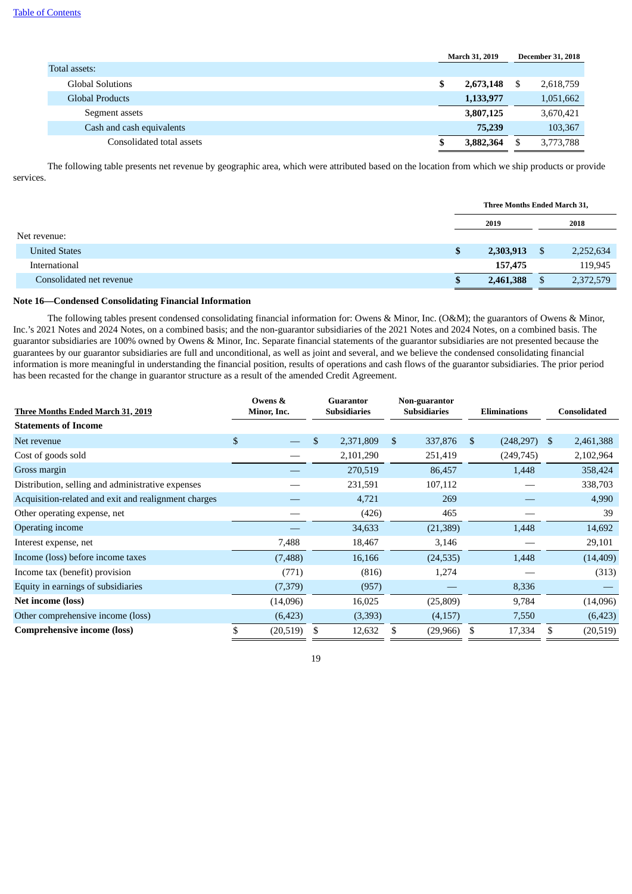| | March 31, 2019 | December 31, 2018 |
|---|---|---|
| Total assets: | | |
| Global Solutions | $ **2,673,148** | $ 2,618,759 |
| Global Products | **1,133,977** | 1,051,662 |
| Segment assets | **3,807,125** | 3,670,421 |
| Cash and cash equivalents | **75,239** | 103,367 |
| Consolidated total assets | $ **3,882,364** | $ 3,773,788 |

The following table presents net revenue by geographic area, which were attributed based on the location from which we ship products or provide services.

| | Three Months Ended March 31, | |
|---|---|---|
| | 2019 | 2018 |
| Net revenue: | | |
| United States | $ **2,303,913** | $ 2,252,634 |
| International | **157,475** | 119,945 |
| Consolidated net revenue | $ **2,461,388** | $ 2,372,579 |

**Note 16—Condensed Consolidating Financial Information**

The following tables present condensed consolidating financial information for: Owens & Minor, Inc. (O&M); the guarantors of Owens & Minor, Inc.'s 2021 Notes and 2024 Notes, on a combined basis; and the non-guarantor subsidiaries of the 2021 Notes and 2024 Notes, on a combined basis. The guarantor subsidiaries are 100% owned by Owens & Minor, Inc. Separate financial statements of the guarantor subsidiaries are not presented because the guarantees by our guarantor subsidiaries are full and unconditional, as well as joint and several, and we believe the condensed consolidating financial information is more meaningful in understanding the financial position, results of operations and cash flows of the guarantor subsidiaries. The prior period has been recast for the change in guarantor structure as a result of the amended Credit Agreement.

| Three Months Ended March 31, 2019 | Owens & Minor, Inc. | Guarantor Subsidiaries | Non-guarantor Subsidiaries | Eliminations | Consolidated |
|---|---|---|---|---|---|
| **Statements of Income** | | | | | |
| Net revenue | $ — | $ 2,371,809 | $ 337,876 | $ (248,297) | $ 2,461,388 |
| Cost of goods sold | — | 2,101,290 | 251,419 | (249,745) | 2,102,964 |
| Gross margin | — | 270,519 | 86,457 | 1,448 | 358,424 |
| Distribution, selling and administrative expenses | — | 231,591 | 107,112 | — | 338,703 |
| Acquisition-related and exit and realignment charges | — | 4,721 | 269 | — | 4,990 |
| Other operating expense, net | — | (426) | 465 | — | 39 |
| Operating income | — | 34,633 | (21,389) | 1,448 | 14,692 |
| Interest expense, net | 7,488 | 18,467 | 3,146 | — | 29,101 |
| Income (loss) before income taxes | (7,488) | 16,166 | (24,535) | 1,448 | (14,409) |
| Income tax (benefit) provision | (771) | (816) | 1,274 | — | (313) |
| Equity in earnings of subsidiaries | (7,379) | (957) | — | 8,336 | — |
| **Net income (loss)** | (14,096) | 16,025 | (25,809) | 9,784 | (14,096) |
| Other comprehensive income (loss) | (6,423) | (3,393) | (4,157) | 7,550 | (6,423) |
| **Comprehensive income (loss)** | $ (20,519) | $ 12,632 | $ (29,966) | $ 17,334 | $ (20,519) |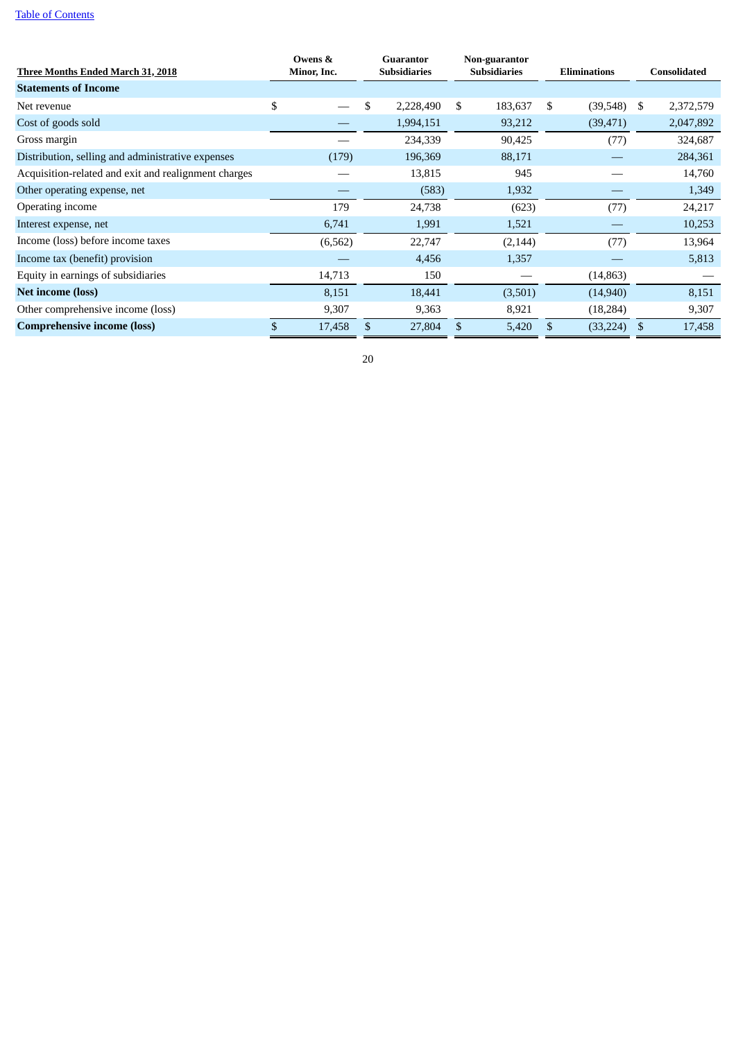| Three Months Ended March 31, 2018 | Owens & Minor, Inc. | Guarantor Subsidiaries | Non-guarantor Subsidiaries | Eliminations | Consolidated |
|---|---|---|---|---|---|
| **Statements of Income** | | | | | |
| Net revenue | $ — | $ 2,228,490 | $ 183,637 | $ (39,548) | $ 2,372,579 |
| Cost of goods sold | — | 1,994,151 | 93,212 | (39,471) | 2,047,892 |
| Gross margin | — | 234,339 | 90,425 | (77) | 324,687 |
| Distribution, selling and administrative expenses | (179) | 196,369 | 88,171 | — | 284,361 |
| Acquisition-related and exit and realignment charges | — | 13,815 | 945 | — | 14,760 |
| Other operating expense, net | — | (583) | 1,932 | — | 1,349 |
| Operating income | 179 | 24,738 | (623) | (77) | 24,217 |
| Interest expense, net | 6,741 | 1,991 | 1,521 | — | 10,253 |
| Income (loss) before income taxes | (6,562) | 22,747 | (2,144) | (77) | 13,964 |
| Income tax (benefit) provision | — | 4,456 | 1,357 | — | 5,813 |
| Equity in earnings of subsidiaries | 14,713 | 150 | — | (14,863) | — |
| **Net income (loss)** | 8,151 | 18,441 | (3,501) | (14,940) | 8,151 |
| Other comprehensive income (loss) | 9,307 | 9,363 | 8,921 | (18,284) | 9,307 |
| **Comprehensive income (loss)** | $ 17,458 | $ 27,804 | $ 5,420 | $ (33,224) | $ 17,458 |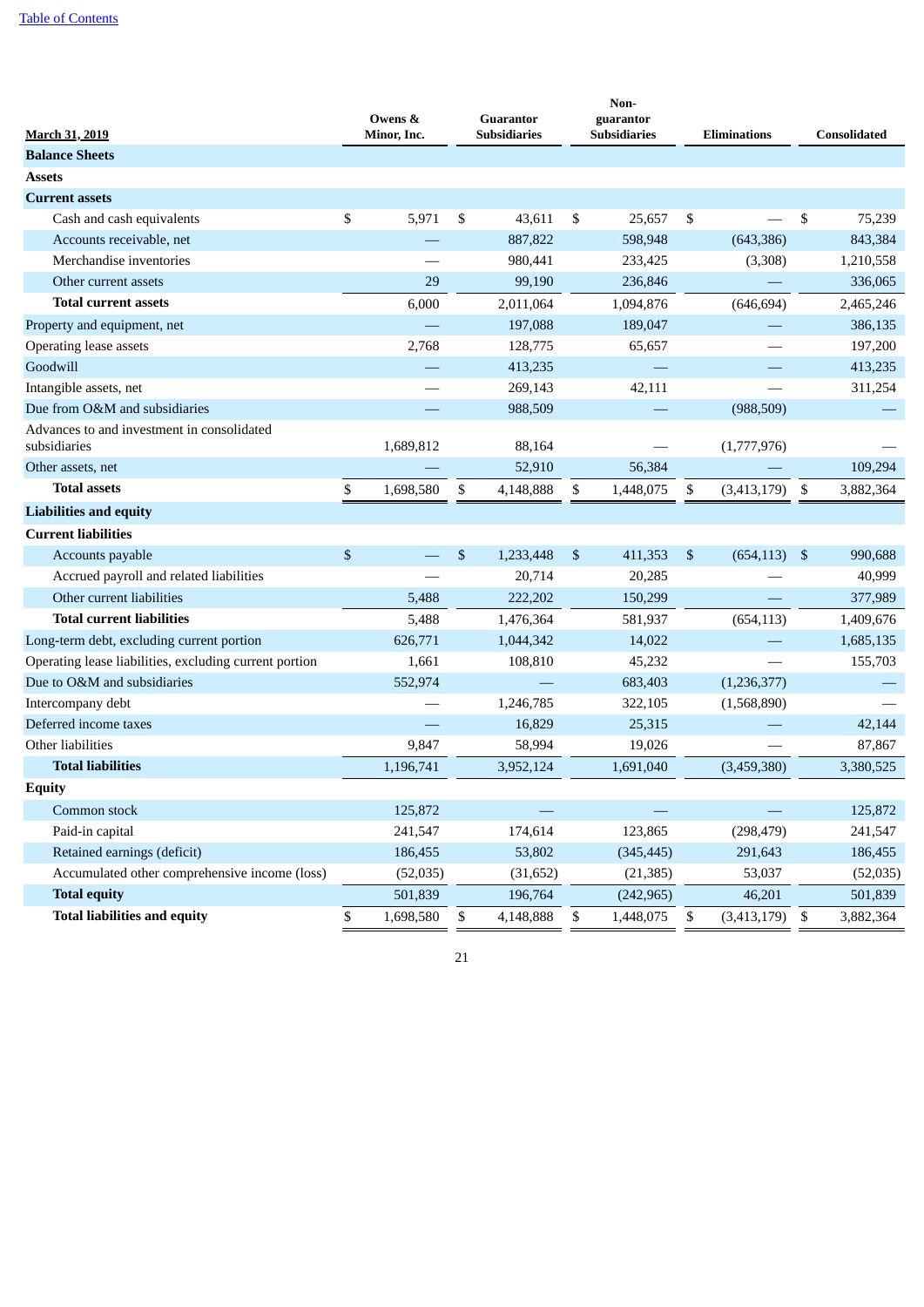[Table of Contents](#)

| March 31, 2019 | Owens & Minor, Inc. | Guarantor Subsidiaries | Non-guarantor Subsidiaries | Eliminations | Consolidated |
|---|---|---|---|---|---|
| **Balance Sheets** | | | | | |
| **Assets** | | | | | |
| **Current assets** | | | | | |
| Cash and cash equivalents | $ 5,971 | $ 43,611 | $ 25,657 | $ — | $ 75,239 |
| Accounts receivable, net | — | 887,822 | 598,948 | (643,386) | 843,384 |
| Merchandise inventories | — | 980,441 | 233,425 | (3,308) | 1,210,558 |
| Other current assets | 29 | 99,190 | 236,846 | — | 336,065 |
| **Total current assets** | 6,000 | 2,011,064 | 1,094,876 | (646,694) | 2,465,246 |
| Property and equipment, net | — | 197,088 | 189,047 | — | 386,135 |
| Operating lease assets | 2,768 | 128,775 | 65,657 | — | 197,200 |
| Goodwill | — | 413,235 | — | — | 413,235 |
| Intangible assets, net | — | 269,143 | 42,111 | — | 311,254 |
| Due from O&M and subsidiaries | — | 988,509 | — | (988,509) | — |
| Advances to and investment in consolidated subsidiaries | 1,689,812 | 88,164 | — | (1,777,976) | — |
| Other assets, net | — | 52,910 | 56,384 | — | 109,294 |
| **Total assets** | $ 1,698,580 | $ 4,148,888 | $ 1,448,075 | $ (3,413,179) | $ 3,882,364 |
| **Liabilities and equity** | | | | | |
| **Current liabilities** | | | | | |
| Accounts payable | $ — | $ 1,233,448 | $ 411,353 | $ (654,113) | $ 990,688 |
| Accrued payroll and related liabilities | — | 20,714 | 20,285 | — | 40,999 |
| Other current liabilities | 5,488 | 222,202 | 150,299 | — | 377,989 |
| **Total current liabilities** | 5,488 | 1,476,364 | 581,937 | (654,113) | 1,409,676 |
| Long-term debt, excluding current portion | 626,771 | 1,044,342 | 14,022 | — | 1,685,135 |
| Operating lease liabilities, excluding current portion | 1,661 | 108,810 | 45,232 | — | 155,703 |
| Due to O&M and subsidiaries | 552,974 | — | 683,403 | (1,236,377) | — |
| Intercompany debt | — | 1,246,785 | 322,105 | (1,568,890) | — |
| Deferred income taxes | — | 16,829 | 25,315 | — | 42,144 |
| Other liabilities | 9,847 | 58,994 | 19,026 | — | 87,867 |
| **Total liabilities** | 1,196,741 | 3,952,124 | 1,691,040 | (3,459,380) | 3,380,525 |
| **Equity** | | | | | |
| Common stock | 125,872 | — | — | — | 125,872 |
| Paid-in capital | 241,547 | 174,614 | 123,865 | (298,479) | 241,547 |
| Retained earnings (deficit) | 186,455 | 53,802 | (345,445) | 291,643 | 186,455 |
| Accumulated other comprehensive income (loss) | (52,035) | (31,652) | (21,385) | 53,037 | (52,035) |
| **Total equity** | 501,839 | 196,764 | (242,965) | 46,201 | 501,839 |
| **Total liabilities and equity** | $ 1,698,580 | $ 4,148,888 | $ 1,448,075 | $ (3,413,179) | $ 3,882,364 |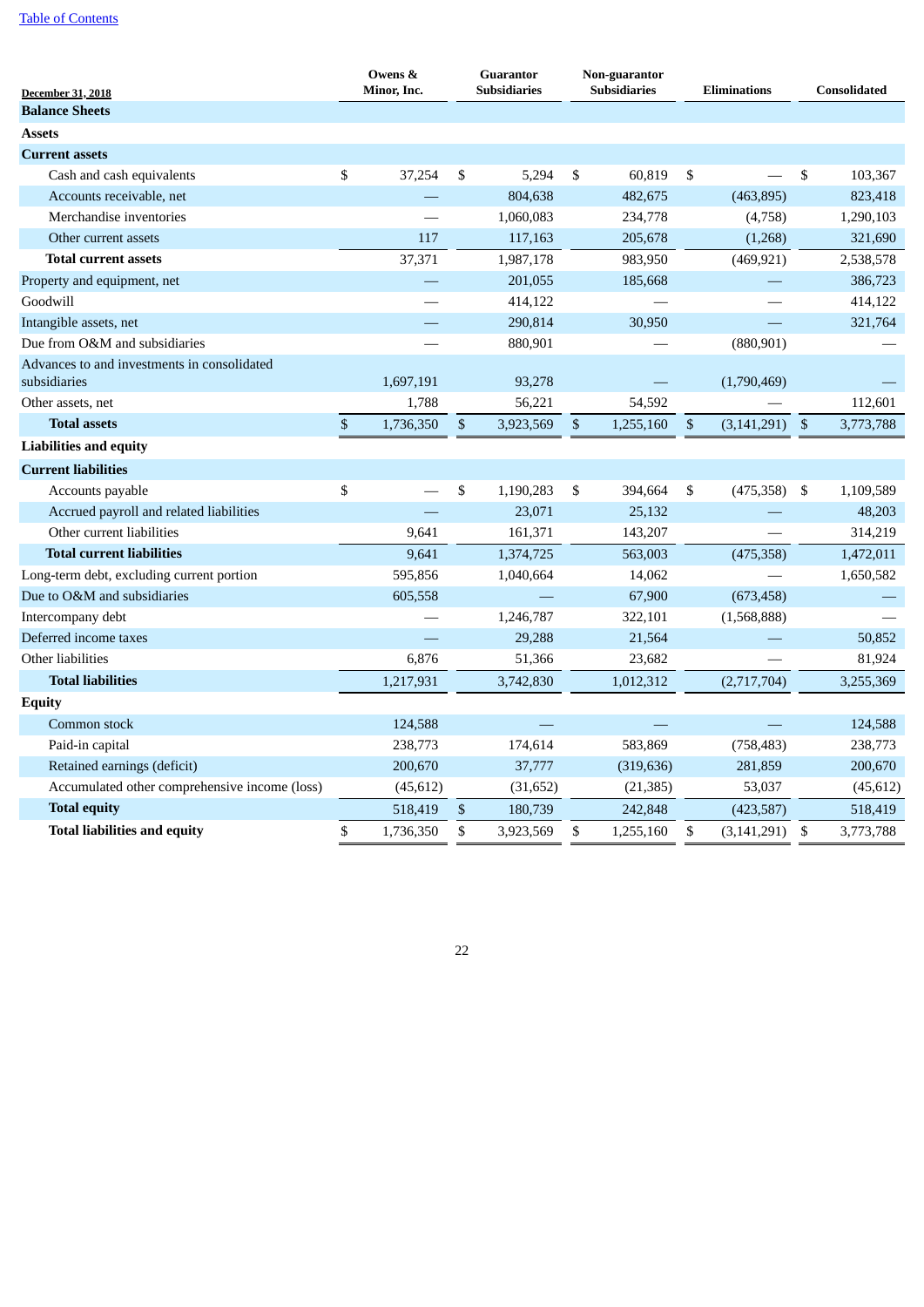[Table of Contents](#)

| December 31, 2018 | Owens & Minor, Inc. | Guarantor Subsidiaries | Non-guarantor Subsidiaries | Eliminations | Consolidated |
|---|---|---|---|---|---|
| **Balance Sheets** | | | | | |
| **Assets** | | | | | |
| **Current assets** | | | | | |
| Cash and cash equivalents | $ 37,254 | $ 5,294 | $ 60,819 | $ — | $ 103,367 |
| Accounts receivable, net | — | 804,638 | 482,675 | (463,895) | 823,418 |
| Merchandise inventories | — | 1,060,083 | 234,778 | (4,758) | 1,290,103 |
| Other current assets | 117 | 117,163 | 205,678 | (1,268) | 321,690 |
| **Total current assets** | 37,371 | 1,987,178 | 983,950 | (469,921) | 2,538,578 |
| Property and equipment, net | — | 201,055 | 185,668 | — | 386,723 |
| Goodwill | — | 414,122 | — | — | 414,122 |
| Intangible assets, net | — | 290,814 | 30,950 | — | 321,764 |
| Due from O&M and subsidiaries | — | 880,901 | — | (880,901) | — |
| Advances to and investments in consolidated subsidiaries | 1,697,191 | 93,278 | — | (1,790,469) | — |
| Other assets, net | 1,788 | 56,221 | 54,592 | — | 112,601 |
| **Total assets** | $ 1,736,350 | $ 3,923,569 | $ 1,255,160 | $ (3,141,291) | $ 3,773,788 |
| **Liabilities and equity** | | | | | |
| **Current liabilities** | | | | | |
| Accounts payable | $ — | $ 1,190,283 | $ 394,664 | $ (475,358) | $ 1,109,589 |
| Accrued payroll and related liabilities | — | 23,071 | 25,132 | — | 48,203 |
| Other current liabilities | 9,641 | 161,371 | 143,207 | — | 314,219 |
| **Total current liabilities** | 9,641 | 1,374,725 | 563,003 | (475,358) | 1,472,011 |
| Long-term debt, excluding current portion | 595,856 | 1,040,664 | 14,062 | — | 1,650,582 |
| Due to O&M and subsidiaries | 605,558 | — | 67,900 | (673,458) | — |
| Intercompany debt | — | 1,246,787 | 322,101 | (1,568,888) | — |
| Deferred income taxes | — | 29,288 | 21,564 | — | 50,852 |
| Other liabilities | 6,876 | 51,366 | 23,682 | — | 81,924 |
| **Total liabilities** | 1,217,931 | 3,742,830 | 1,012,312 | (2,717,704) | 3,255,369 |
| **Equity** | | | | | |
| Common stock | 124,588 | — | — | — | 124,588 |
| Paid-in capital | 238,773 | 174,614 | 583,869 | (758,483) | 238,773 |
| Retained earnings (deficit) | 200,670 | 37,777 | (319,636) | 281,859 | 200,670 |
| Accumulated other comprehensive income (loss) | (45,612) | (31,652) | (21,385) | 53,037 | (45,612) |
| **Total equity** | 518,419 | $ 180,739 | 242,848 | (423,587) | 518,419 |
| **Total liabilities and equity** | $ 1,736,350 | $ 3,923,569 | $ 1,255,160 | $ (3,141,291) | $ 3,773,788 |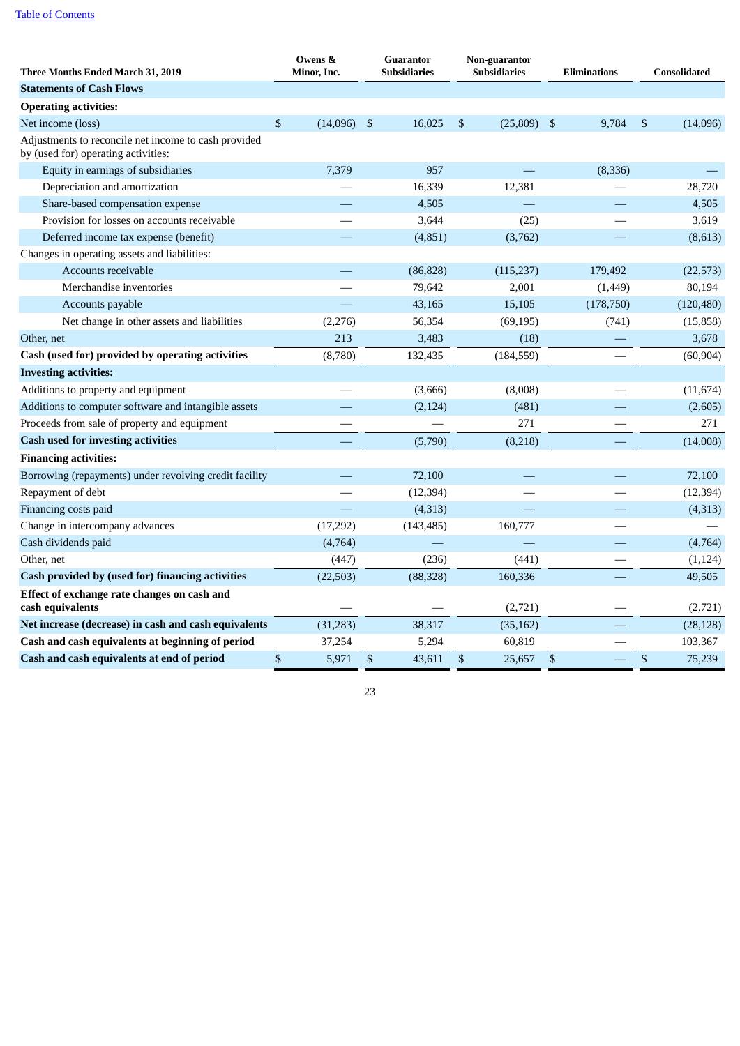[Table of Contents](#)

| Three Months Ended March 31, 2019 | Owens & Minor, Inc. | Guarantor Subsidiaries | Non-guarantor Subsidiaries | Eliminations | Consolidated |
|---|---|---|---|---|---|
| **Statements of Cash Flows** | | | | | |
| **Operating activities:** | | | | | |
| Net income (loss) | $ (14,096) | $ 16,025 | $ (25,809) | $ 9,784 | $ (14,096) |
| Adjustments to reconcile net income to cash provided by (used for) operating activities: | | | | | |
| Equity in earnings of subsidiaries | 7,379 | 957 | — | (8,336) | — |
| Depreciation and amortization | — | 16,339 | 12,381 | — | 28,720 |
| Share-based compensation expense | — | 4,505 | — | — | 4,505 |
| Provision for losses on accounts receivable | — | 3,644 | (25) | — | 3,619 |
| Deferred income tax expense (benefit) | — | (4,851) | (3,762) | — | (8,613) |
| Changes in operating assets and liabilities: | | | | | |
| Accounts receivable | — | (86,828) | (115,237) | 179,492 | (22,573) |
| Merchandise inventories | — | 79,642 | 2,001 | (1,449) | 80,194 |
| Accounts payable | — | 43,165 | 15,105 | (178,750) | (120,480) |
| Net change in other assets and liabilities | (2,276) | 56,354 | (69,195) | (741) | (15,858) |
| Other, net | 213 | 3,483 | (18) | — | 3,678 |
| **Cash (used for) provided by operating activities** | (8,780) | 132,435 | (184,559) | — | (60,904) |
| **Investing activities:** | | | | | |
| Additions to property and equipment | — | (3,666) | (8,008) | — | (11,674) |
| Additions to computer software and intangible assets | — | (2,124) | (481) | — | (2,605) |
| Proceeds from sale of property and equipment | — | — | 271 | — | 271 |
| **Cash used for investing activities** | — | (5,790) | (8,218) | — | (14,008) |
| **Financing activities:** | | | | | |
| Borrowing (repayments) under revolving credit facility | — | 72,100 | — | — | 72,100 |
| Repayment of debt | — | (12,394) | — | — | (12,394) |
| Financing costs paid | — | (4,313) | — | — | (4,313) |
| Change in intercompany advances | (17,292) | (143,485) | 160,777 | — | — |
| Cash dividends paid | (4,764) | — | — | — | (4,764) |
| Other, net | (447) | (236) | (441) | — | (1,124) |
| **Cash provided by (used for) financing activities** | (22,503) | (88,328) | 160,336 | — | 49,505 |
| **Effect of exchange rate changes on cash and cash equivalents** | — | — | (2,721) | — | (2,721) |
| **Net increase (decrease) in cash and cash equivalents** | (31,283) | 38,317 | (35,162) | — | (28,128) |
| **Cash and cash equivalents at beginning of period** | 37,254 | 5,294 | 60,819 | — | 103,367 |
| **Cash and cash equivalents at end of period** | $ 5,971 | $ 43,611 | $ 25,657 | $ — | $ 75,239 |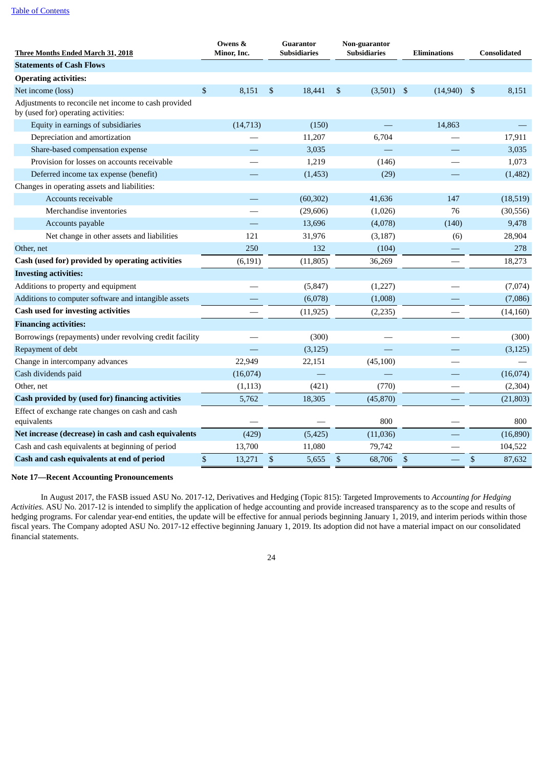| Three Months Ended March 31, 2018 | Owens & Minor, Inc. | Guarantor Subsidiaries | Non-guarantor Subsidiaries | Eliminations | Consolidated |
|---|---|---|---|---|---|
| **Statements of Cash Flows** | | | | | |
| **Operating activities:** | | | | | |
| Net income (loss) | $ 8,151 | $ 18,441 | $ (3,501) | $ (14,940) | $ 8,151 |
| Adjustments to reconcile net income to cash provided by (used for) operating activities: | | | | | |
| Equity in earnings of subsidiaries | (14,713) | (150) | — | 14,863 | — |
| Depreciation and amortization | — | 11,207 | 6,704 | — | 17,911 |
| Share-based compensation expense | — | 3,035 | — | — | 3,035 |
| Provision for losses on accounts receivable | — | 1,219 | (146) | — | 1,073 |
| Deferred income tax expense (benefit) | — | (1,453) | (29) | — | (1,482) |
| Changes in operating assets and liabilities: | | | | | |
| Accounts receivable | — | (60,302) | 41,636 | 147 | (18,519) |
| Merchandise inventories | — | (29,606) | (1,026) | 76 | (30,556) |
| Accounts payable | — | 13,696 | (4,078) | (140) | 9,478 |
| Net change in other assets and liabilities | 121 | 31,976 | (3,187) | (6) | 28,904 |
| Other, net | 250 | 132 | (104) | — | 278 |
| **Cash (used for) provided by operating activities** | (6,191) | (11,805) | 36,269 | — | 18,273 |
| **Investing activities:** | | | | | |
| Additions to property and equipment | — | (5,847) | (1,227) | — | (7,074) |
| Additions to computer software and intangible assets | — | (6,078) | (1,008) | — | (7,086) |
| **Cash used for investing activities** | — | (11,925) | (2,235) | — | (14,160) |
| **Financing activities:** | | | | | |
| Borrowings (repayments) under revolving credit facility | — | (300) | — | — | (300) |
| Repayment of debt | — | (3,125) | — | — | (3,125) |
| Change in intercompany advances | 22,949 | 22,151 | (45,100) | — | — |
| Cash dividends paid | (16,074) | — | — | — | (16,074) |
| Other, net | (1,113) | (421) | (770) | — | (2,304) |
| **Cash provided by (used for) financing activities** | 5,762 | 18,305 | (45,870) | — | (21,803) |
| Effect of exchange rate changes on cash and cash equivalents | — | — | 800 | — | 800 |
| **Net increase (decrease) in cash and cash equivalents** | (429) | (5,425) | (11,036) | — | (16,890) |
| Cash and cash equivalents at beginning of period | 13,700 | 11,080 | 79,742 | — | 104,522 |
| **Cash and cash equivalents at end of period** | $ 13,271 | $ 5,655 | $ 68,706 | $ — | $ 87,632 |

**Note 17—Recent Accounting Pronouncements**

In August 2017, the FASB issued ASU No. 2017-12, Derivatives and Hedging (Topic 815): Targeted Improvements to *Accounting for Hedging Activities.* ASU No. 2017-12 is intended to simplify the application of hedge accounting and provide increased transparency as to the scope and results of hedging programs. For calendar year-end entities, the update will be effective for annual periods beginning January 1, 2019, and interim periods within those fiscal years. The Company adopted ASU No. 2017-12 effective beginning January 1, 2019. Its adoption did not have a material impact on our consolidated financial statements.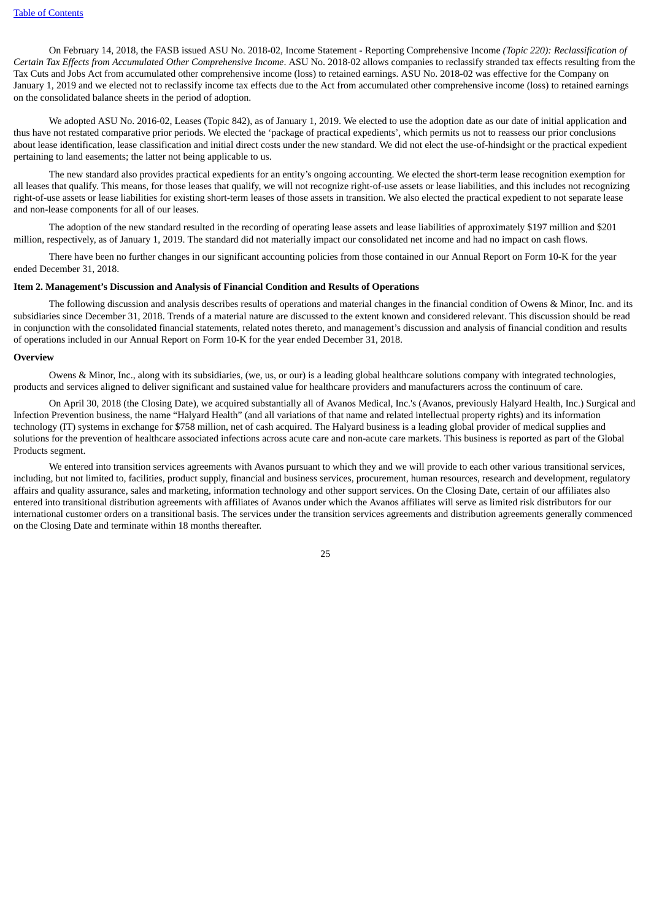On February 14, 2018, the FASB issued ASU No. 2018-02, Income Statement - Reporting Comprehensive Income *(Topic 220): Reclassification of Certain Tax Effects from Accumulated Other Comprehensive Income*. ASU No. 2018-02 allows companies to reclassify stranded tax effects resulting from the Tax Cuts and Jobs Act from accumulated other comprehensive income (loss) to retained earnings. ASU No. 2018-02 was effective for the Company on January 1, 2019 and we elected not to reclassify income tax effects due to the Act from accumulated other comprehensive income (loss) to retained earnings on the consolidated balance sheets in the period of adoption.

We adopted ASU No. 2016-02, Leases (Topic 842), as of January 1, 2019. We elected to use the adoption date as our date of initial application and thus have not restated comparative prior periods. We elected the 'package of practical expedients', which permits us not to reassess our prior conclusions about lease identification, lease classification and initial direct costs under the new standard. We did not elect the use-of-hindsight or the practical expedient pertaining to land easements; the latter not being applicable to us.

The new standard also provides practical expedients for an entity's ongoing accounting. We elected the short-term lease recognition exemption for all leases that qualify. This means, for those leases that qualify, we will not recognize right-of-use assets or lease liabilities, and this includes not recognizing right-of-use assets or lease liabilities for existing short-term leases of those assets in transition. We also elected the practical expedient to not separate lease and non-lease components for all of our leases.

The adoption of the new standard resulted in the recording of operating lease assets and lease liabilities of approximately $197 million and $201 million, respectively, as of January 1, 2019. The standard did not materially impact our consolidated net income and had no impact on cash flows.

There have been no further changes in our significant accounting policies from those contained in our Annual Report on Form 10-K for the year ended December 31, 2018.

## Item 2. Management's Discussion and Analysis of Financial Condition and Results of Operations

The following discussion and analysis describes results of operations and material changes in the financial condition of Owens & Minor, Inc. and its subsidiaries since December 31, 2018. Trends of a material nature are discussed to the extent known and considered relevant. This discussion should be read in conjunction with the consolidated financial statements, related notes thereto, and management's discussion and analysis of financial condition and results of operations included in our Annual Report on Form 10-K for the year ended December 31, 2018.

### Overview

Owens & Minor, Inc., along with its subsidiaries, (we, us, or our) is a leading global healthcare solutions company with integrated technologies, products and services aligned to deliver significant and sustained value for healthcare providers and manufacturers across the continuum of care.

On April 30, 2018 (the Closing Date), we acquired substantially all of Avanos Medical, Inc.'s (Avanos, previously Halyard Health, Inc.) Surgical and Infection Prevention business, the name "Halyard Health" (and all variations of that name and related intellectual property rights) and its information technology (IT) systems in exchange for $758 million, net of cash acquired. The Halyard business is a leading global provider of medical supplies and solutions for the prevention of healthcare associated infections across acute care and non-acute care markets. This business is reported as part of the Global Products segment.

We entered into transition services agreements with Avanos pursuant to which they and we will provide to each other various transitional services, including, but not limited to, facilities, product supply, financial and business services, procurement, human resources, research and development, regulatory affairs and quality assurance, sales and marketing, information technology and other support services. On the Closing Date, certain of our affiliates also entered into transitional distribution agreements with affiliates of Avanos under which the Avanos affiliates will serve as limited risk distributors for our international customer orders on a transitional basis. The services under the transition services agreements and distribution agreements generally commenced on the Closing Date and terminate within 18 months thereafter.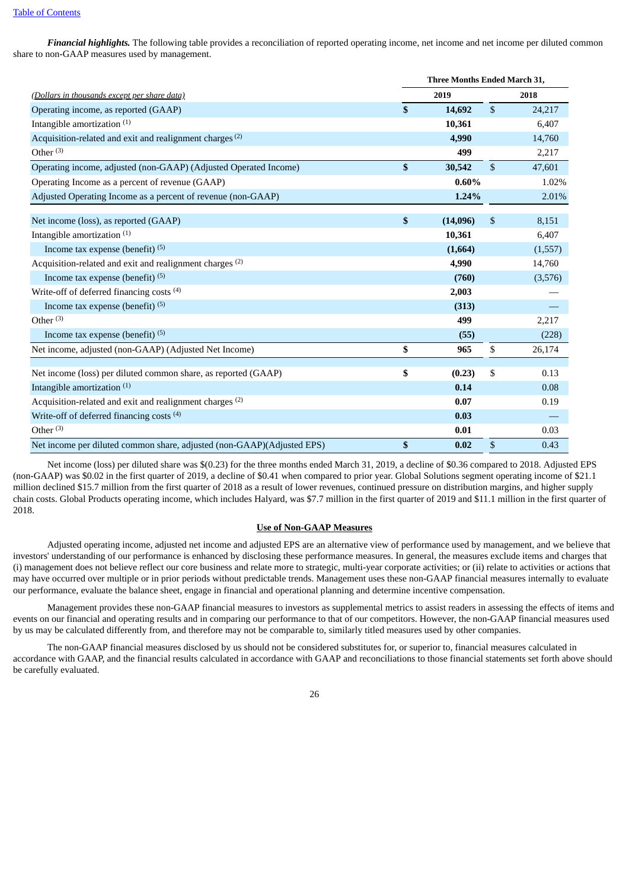[Table of Contents](#)

***Financial highlights.*** The following table provides a reconciliation of reported operating income, net income and net income per diluted common share to non-GAAP measures used by management.

| *(Dollars in thousands except per share data)* | Three Months Ended March 31, 2019 | Three Months Ended March 31, 2018 |
|---|---|---|
| Operating income, as reported (GAAP) | **$ 14,692** | $ 24,217 |
| Intangible amortization [(1)] | **10,361** | 6,407 |
| Acquisition-related and exit and realignment charges [(2)] | **4,990** | 14,760 |
| Other [(3)] | **499** | 2,217 |
| Operating income, adjusted (non-GAAP) (Adjusted Operated Income) | **$ 30,542** | $ 47,601 |
| Operating Income as a percent of revenue (GAAP) | **0.60%** | 1.02% |
| Adjusted Operating Income as a percent of revenue (non-GAAP) | **1.24%** | 2.01% |
| | | |
| Net income (loss), as reported (GAAP) | **$ (14,096)** | $ 8,151 |
| Intangible amortization [(1)] | **10,361** | 6,407 |
| Income tax expense (benefit) [(5)] | **(1,664)** | (1,557) |
| Acquisition-related and exit and realignment charges [(2)] | **4,990** | 14,760 |
| Income tax expense (benefit) [(5)] | **(760)** | (3,576) |
| Write-off of deferred financing costs [(4)] | **2,003** | — |
| Income tax expense (benefit) [(5)] | **(313)** | — |
| Other [(3)] | **499** | 2,217 |
| Income tax expense (benefit) [(5)] | **(55)** | (228) |
| Net income, adjusted (non-GAAP) (Adjusted Net Income) | **$ 965** | $ 26,174 |
| | | |
| Net income (loss) per diluted common share, as reported (GAAP) | **$ (0.23)** | $ 0.13 |
| Intangible amortization [(1)] | **0.14** | 0.08 |
| Acquisition-related and exit and realignment charges [(2)] | **0.07** | 0.19 |
| Write-off of deferred financing costs [(4)] | **0.03** | — |
| Other [(3)] | **0.01** | 0.03 |
| Net income per diluted common share, adjusted (non-GAAP)(Adjusted EPS) | **$ 0.02** | $ 0.43 |

Net income (loss) per diluted share was $(0.23) for the three months ended March 31, 2019, a decline of $0.36 compared to 2018. Adjusted EPS (non-GAAP) was $0.02 in the first quarter of 2019, a decline of $0.41 when compared to prior year. Global Solutions segment operating income of $21.1 million declined $15.7 million from the first quarter of 2018 as a result of lower revenues, continued pressure on distribution margins, and higher supply chain costs. Global Products operating income, which includes Halyard, was $7.7 million in the first quarter of 2019 and $11.1 million in the first quarter of 2018.

## Use of Non-GAAP Measures

Adjusted operating income, adjusted net income and adjusted EPS are an alternative view of performance used by management, and we believe that investors' understanding of our performance is enhanced by disclosing these performance measures. In general, the measures exclude items and charges that (i) management does not believe reflect our core business and relate more to strategic, multi-year corporate activities; or (ii) relate to activities or actions that may have occurred over multiple or in prior periods without predictable trends. Management uses these non-GAAP financial measures internally to evaluate our performance, evaluate the balance sheet, engage in financial and operational planning and determine incentive compensation.

Management provides these non-GAAP financial measures to investors as supplemental metrics to assist readers in assessing the effects of items and events on our financial and operating results and in comparing our performance to that of our competitors. However, the non-GAAP financial measures used by us may be calculated differently from, and therefore may not be comparable to, similarly titled measures used by other companies.

The non-GAAP financial measures disclosed by us should not be considered substitutes for, or superior to, financial measures calculated in accordance with GAAP, and the financial results calculated in accordance with GAAP and reconciliations to those financial statements set forth above should be carefully evaluated.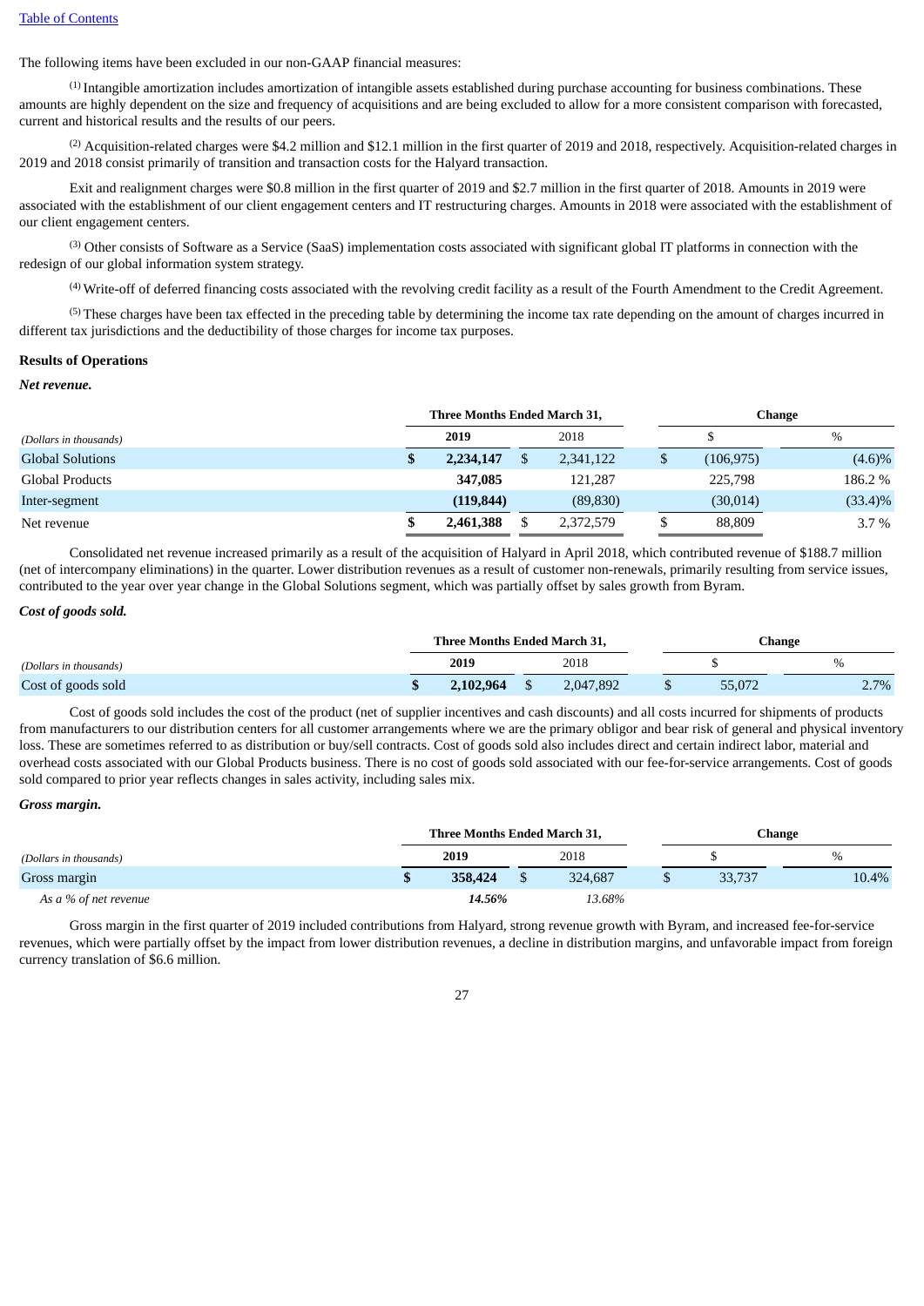The following items have been excluded in our non-GAAP financial measures:

[1] Intangible amortization includes amortization of intangible assets established during purchase accounting for business combinations. These amounts are highly dependent on the size and frequency of acquisitions and are being excluded to allow for a more consistent comparison with forecasted, current and historical results and the results of our peers.

[2] Acquisition-related charges were $4.2 million and $12.1 million in the first quarter of 2019 and 2018, respectively. Acquisition-related charges in 2019 and 2018 consist primarily of transition and transaction costs for the Halyard transaction.

Exit and realignment charges were $0.8 million in the first quarter of 2019 and $2.7 million in the first quarter of 2018. Amounts in 2019 were associated with the establishment of our client engagement centers and IT restructuring charges. Amounts in 2018 were associated with the establishment of our client engagement centers.

[3] Other consists of Software as a Service (SaaS) implementation costs associated with significant global IT platforms in connection with the redesign of our global information system strategy.

[4] Write-off of deferred financing costs associated with the revolving credit facility as a result of the Fourth Amendment to the Credit Agreement.

[5] These charges have been tax effected in the preceding table by determining the income tax rate depending on the amount of charges incurred in different tax jurisdictions and the deductibility of those charges for income tax purposes.

**Results of Operations**

***Net revenue.***

| | Three Months Ended March 31, | | Change | |
|---|---|---|---|---|
| *(Dollars in thousands)* | **2019** | 2018 | $ | % |
| Global Solutions | **$ 2,234,147** | $ 2,341,122 | $ (106,975) | (4.6)% |
| Global Products | **347,085** | 121,287 | 225,798 | 186.2 % |
| Inter-segment | **(119,844)** | (89,830) | (30,014) | (33.4)% |
| Net revenue | **$ 2,461,388** | $ 2,372,579 | $ 88,809 | 3.7 % |

Consolidated net revenue increased primarily as a result of the acquisition of Halyard in April 2018, which contributed revenue of $188.7 million (net of intercompany eliminations) in the quarter. Lower distribution revenues as a result of customer non-renewals, primarily resulting from service issues, contributed to the year over year change in the Global Solutions segment, which was partially offset by sales growth from Byram.

***Cost of goods sold.***

| | Three Months Ended March 31, | | Change | |
|---|---|---|---|---|
| *(Dollars in thousands)* | **2019** | 2018 | $ | % |
| Cost of goods sold | **$ 2,102,964** | $ 2,047,892 | $ 55,072 | 2.7% |

Cost of goods sold includes the cost of the product (net of supplier incentives and cash discounts) and all costs incurred for shipments of products from manufacturers to our distribution centers for all customer arrangements where we are the primary obligor and bear risk of general and physical inventory loss. These are sometimes referred to as distribution or buy/sell contracts. Cost of goods sold also includes direct and certain indirect labor, material and overhead costs associated with our Global Products business. There is no cost of goods sold associated with our fee-for-service arrangements. Cost of goods sold compared to prior year reflects changes in sales activity, including sales mix.

***Gross margin.***

| | Three Months Ended March 31, | | Change | |
|---|---|---|---|---|
| *(Dollars in thousands)* | **2019** | 2018 | $ | % |
| Gross margin | **$ 358,424** | $ 324,687 | $ 33,737 | 10.4% |
| *As a % of net revenue* | ***14.56%*** | *13.68%* | | |

Gross margin in the first quarter of 2019 included contributions from Halyard, strong revenue growth with Byram, and increased fee-for-service revenues, which were partially offset by the impact from lower distribution revenues, a decline in distribution margins, and unfavorable impact from foreign currency translation of $6.6 million.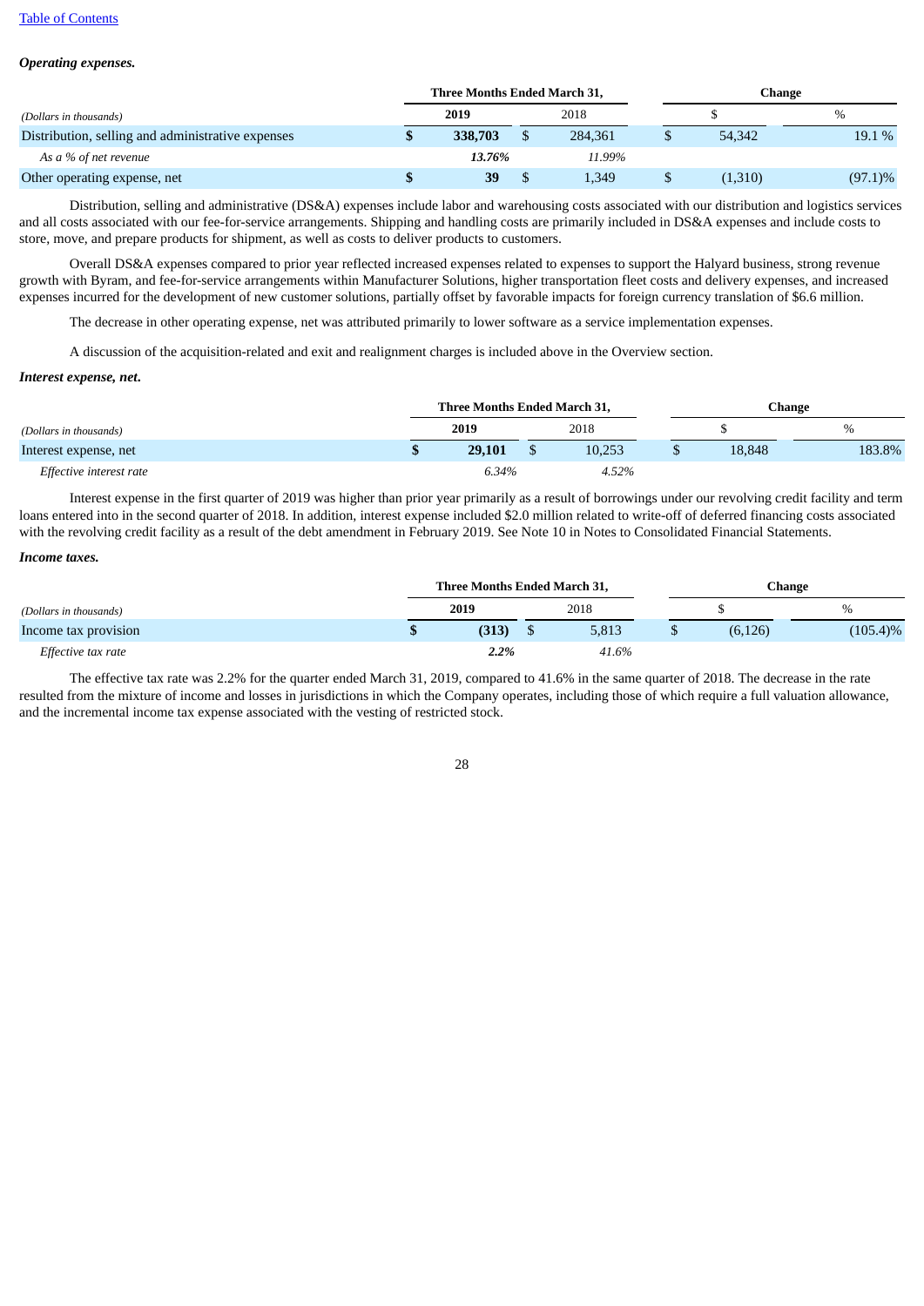[Table of Contents](#)

***Operating expenses.***

| *(Dollars in thousands)* | Three Months Ended March 31, | | Change | |
|---|---|---|---|---|
| | **2019** | 2018 | $ | % |
| Distribution, selling and administrative expenses | **$ 338,703** | $ 284,361 | $ 54,342 | 19.1 % |
| *As a % of net revenue* | ***13.76%*** | *11.99%* | | |
| Other operating expense, net | **$ 39** | $ 1,349 | $ (1,310) | (97.1)% |

Distribution, selling and administrative (DS&A) expenses include labor and warehousing costs associated with our distribution and logistics services and all costs associated with our fee-for-service arrangements. Shipping and handling costs are primarily included in DS&A expenses and include costs to store, move, and prepare products for shipment, as well as costs to deliver products to customers.

Overall DS&A expenses compared to prior year reflected increased expenses related to expenses to support the Halyard business, strong revenue growth with Byram, and fee-for-service arrangements within Manufacturer Solutions, higher transportation fleet costs and delivery expenses, and increased expenses incurred for the development of new customer solutions, partially offset by favorable impacts for foreign currency translation of $6.6 million.

The decrease in other operating expense, net was attributed primarily to lower software as a service implementation expenses.

A discussion of the acquisition-related and exit and realignment charges is included above in the Overview section.

***Interest expense, net.***

| *(Dollars in thousands)* | Three Months Ended March 31, | | Change | |
|---|---|---|---|---|
| | **2019** | 2018 | $ | % |
| Interest expense, net | **$ 29,101** | $ 10,253 | $ 18,848 | 183.8% |
| *Effective interest rate* | *6.34%* | *4.52%* | | |

Interest expense in the first quarter of 2019 was higher than prior year primarily as a result of borrowings under our revolving credit facility and term loans entered into in the second quarter of 2018. In addition, interest expense included $2.0 million related to write-off of deferred financing costs associated with the revolving credit facility as a result of the debt amendment in February 2019. See Note 10 in Notes to Consolidated Financial Statements.

***Income taxes.***

| *(Dollars in thousands)* | Three Months Ended March 31, | | Change | |
|---|---|---|---|---|
| | **2019** | 2018 | $ | % |
| Income tax provision | **$ (313)** | $ 5,813 | $ (6,126) | (105.4)% |
| *Effective tax rate* | ***2.2%*** | *41.6%* | | |

The effective tax rate was 2.2% for the quarter ended March 31, 2019, compared to 41.6% in the same quarter of 2018. The decrease in the rate resulted from the mixture of income and losses in jurisdictions in which the Company operates, including those of which require a full valuation allowance, and the incremental income tax expense associated with the vesting of restricted stock.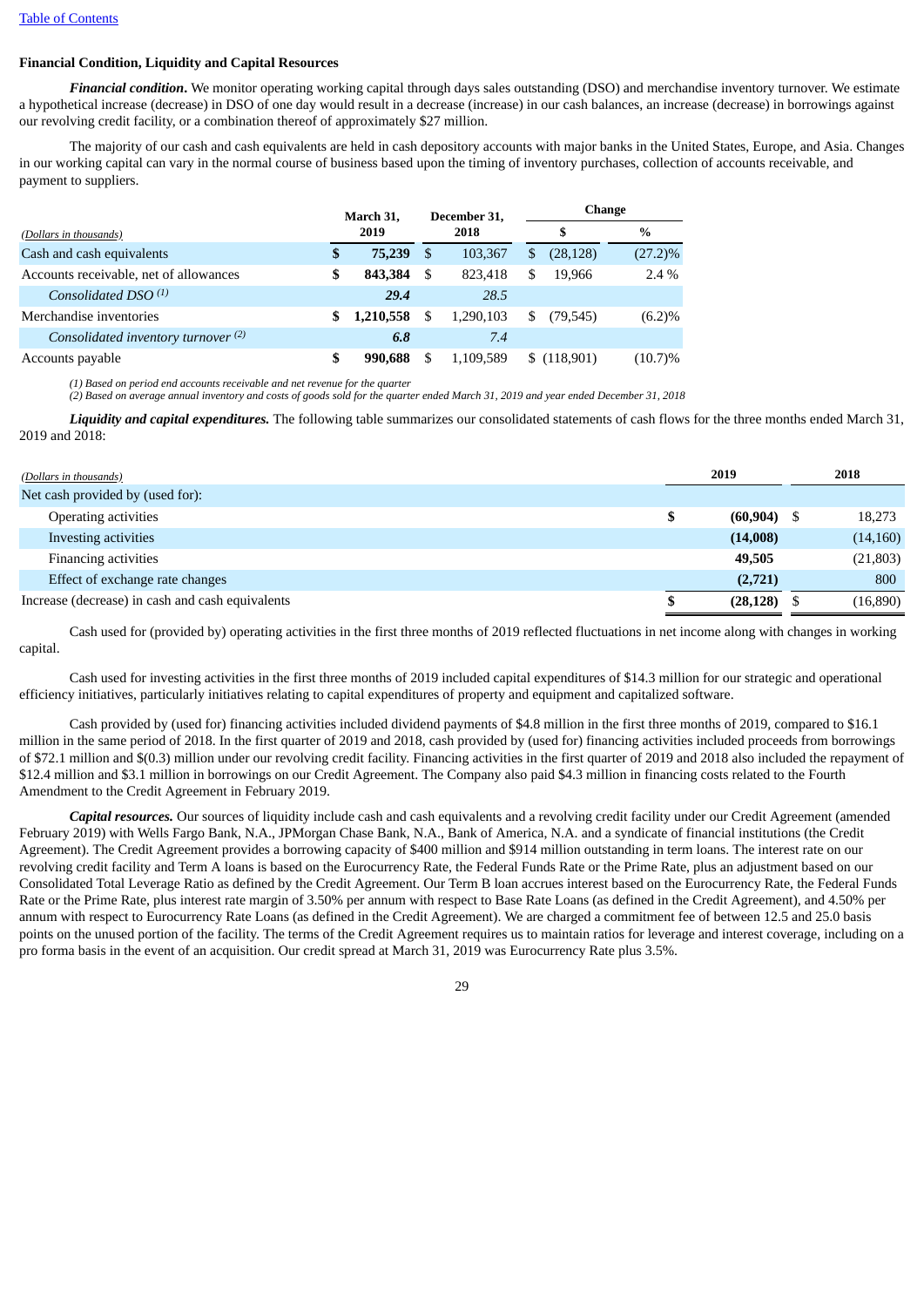Table of Contents

**Financial Condition, Liquidity and Capital Resources**

***Financial condition*.** We monitor operating working capital through days sales outstanding (DSO) and merchandise inventory turnover. We estimate a hypothetical increase (decrease) in DSO of one day would result in a decrease (increase) in our cash balances, an increase (decrease) in borrowings against our revolving credit facility, or a combination thereof of approximately $27 million.

The majority of our cash and cash equivalents are held in cash depository accounts with major banks in the United States, Europe, and Asia. Changes in our working capital can vary in the normal course of business based upon the timing of inventory purchases, collection of accounts receivable, and payment to suppliers.

| *(Dollars in thousands)* | March 31, 2019 | December 31, 2018 | Change $ | Change % |
|---|---|---|---|---|
| Cash and cash equivalents | **$ 75,239** | $ 103,367 | $ (28,128) | (27.2)% |
| Accounts receivable, net of allowances | **$ 843,384** | $ 823,418 | $ 19,966 | 2.4 % |
| *Consolidated DSO (1)* | ***29.4*** | *28.5* | | |
| Merchandise inventories | **$ 1,210,558** | $ 1,290,103 | $ (79,545) | (6.2)% |
| *Consolidated inventory turnover (2)* | ***6.8*** | *7.4* | | |
| Accounts payable | **$ 990,688** | $ 1,109,589 | $ (118,901) | (10.7)% |

*(1) Based on period end accounts receivable and net revenue for the quarter*
*(2) Based on average annual inventory and costs of goods sold for the quarter ended March 31, 2019 and year ended December 31, 2018*

***Liquidity and capital expenditures.*** The following table summarizes our consolidated statements of cash flows for the three months ended March 31, 2019 and 2018:

| *(Dollars in thousands)* | 2019 | 2018 |
|---|---|---|
| Net cash provided by (used for): | | |
| Operating activities | **$ (60,904)** | $ 18,273 |
| Investing activities | **(14,008)** | (14,160) |
| Financing activities | **49,505** | (21,803) |
| Effect of exchange rate changes | **(2,721)** | 800 |
| Increase (decrease) in cash and cash equivalents | **$ (28,128)** | $ (16,890) |

Cash used for (provided by) operating activities in the first three months of 2019 reflected fluctuations in net income along with changes in working capital.

Cash used for investing activities in the first three months of 2019 included capital expenditures of $14.3 million for our strategic and operational efficiency initiatives, particularly initiatives relating to capital expenditures of property and equipment and capitalized software.

Cash provided by (used for) financing activities included dividend payments of $4.8 million in the first three months of 2019, compared to $16.1 million in the same period of 2018. In the first quarter of 2019 and 2018, cash provided by (used for) financing activities included proceeds from borrowings of $72.1 million and $(0.3) million under our revolving credit facility. Financing activities in the first quarter of 2019 and 2018 also included the repayment of $12.4 million and $3.1 million in borrowings on our Credit Agreement. The Company also paid $4.3 million in financing costs related to the Fourth Amendment to the Credit Agreement in February 2019.

***Capital resources.*** Our sources of liquidity include cash and cash equivalents and a revolving credit facility under our Credit Agreement (amended February 2019) with Wells Fargo Bank, N.A., JPMorgan Chase Bank, N.A., Bank of America, N.A. and a syndicate of financial institutions (the Credit Agreement). The Credit Agreement provides a borrowing capacity of $400 million and $914 million outstanding in term loans. The interest rate on our revolving credit facility and Term A loans is based on the Eurocurrency Rate, the Federal Funds Rate or the Prime Rate, plus an adjustment based on our Consolidated Total Leverage Ratio as defined by the Credit Agreement. Our Term B loan accrues interest based on the Eurocurrency Rate, the Federal Funds Rate or the Prime Rate, plus interest rate margin of 3.50% per annum with respect to Base Rate Loans (as defined in the Credit Agreement), and 4.50% per annum with respect to Eurocurrency Rate Loans (as defined in the Credit Agreement). We are charged a commitment fee of between 12.5 and 25.0 basis points on the unused portion of the facility. The terms of the Credit Agreement requires us to maintain ratios for leverage and interest coverage, including on a pro forma basis in the event of an acquisition. Our credit spread at March 31, 2019 was Eurocurrency Rate plus 3.5%.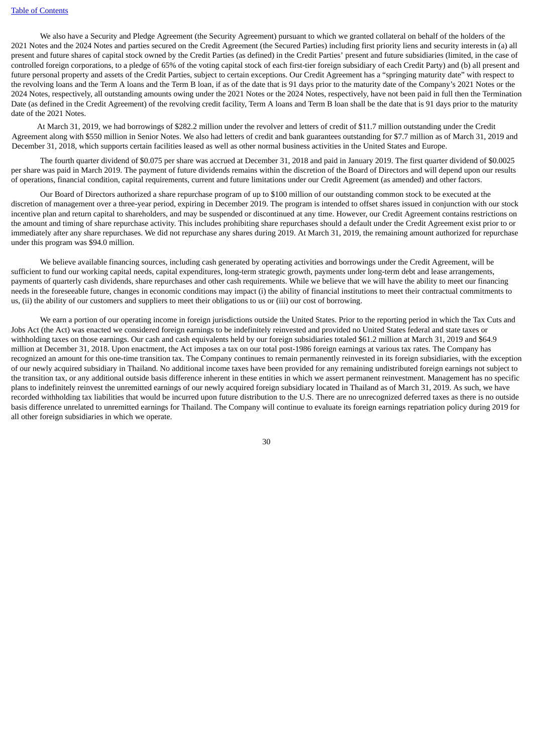We also have a Security and Pledge Agreement (the Security Agreement) pursuant to which we granted collateral on behalf of the holders of the 2021 Notes and the 2024 Notes and parties secured on the Credit Agreement (the Secured Parties) including first priority liens and security interests in (a) all present and future shares of capital stock owned by the Credit Parties (as defined) in the Credit Parties' present and future subsidiaries (limited, in the case of controlled foreign corporations, to a pledge of 65% of the voting capital stock of each first-tier foreign subsidiary of each Credit Party) and (b) all present and future personal property and assets of the Credit Parties, subject to certain exceptions. Our Credit Agreement has a "springing maturity date" with respect to the revolving loans and the Term A loans and the Term B loan, if as of the date that is 91 days prior to the maturity date of the Company's 2021 Notes or the 2024 Notes, respectively, all outstanding amounts owing under the 2021 Notes or the 2024 Notes, respectively, have not been paid in full then the Termination Date (as defined in the Credit Agreement) of the revolving credit facility, Term A loans and Term B loan shall be the date that is 91 days prior to the maturity date of the 2021 Notes.

At March 31, 2019, we had borrowings of $282.2 million under the revolver and letters of credit of $11.7 million outstanding under the Credit Agreement along with $550 million in Senior Notes. We also had letters of credit and bank guarantees outstanding for $7.7 million as of March 31, 2019 and December 31, 2018, which supports certain facilities leased as well as other normal business activities in the United States and Europe.

The fourth quarter dividend of $0.075 per share was accrued at December 31, 2018 and paid in January 2019. The first quarter dividend of $0.0025 per share was paid in March 2019. The payment of future dividends remains within the discretion of the Board of Directors and will depend upon our results of operations, financial condition, capital requirements, current and future limitations under our Credit Agreement (as amended) and other factors.

Our Board of Directors authorized a share repurchase program of up to $100 million of our outstanding common stock to be executed at the discretion of management over a three-year period, expiring in December 2019. The program is intended to offset shares issued in conjunction with our stock incentive plan and return capital to shareholders, and may be suspended or discontinued at any time. However, our Credit Agreement contains restrictions on the amount and timing of share repurchase activity. This includes prohibiting share repurchases should a default under the Credit Agreement exist prior to or immediately after any share repurchases. We did not repurchase any shares during 2019. At March 31, 2019, the remaining amount authorized for repurchase under this program was $94.0 million.

We believe available financing sources, including cash generated by operating activities and borrowings under the Credit Agreement, will be sufficient to fund our working capital needs, capital expenditures, long-term strategic growth, payments under long-term debt and lease arrangements, payments of quarterly cash dividends, share repurchases and other cash requirements. While we believe that we will have the ability to meet our financing needs in the foreseeable future, changes in economic conditions may impact (i) the ability of financial institutions to meet their contractual commitments to us, (ii) the ability of our customers and suppliers to meet their obligations to us or (iii) our cost of borrowing.

We earn a portion of our operating income in foreign jurisdictions outside the United States. Prior to the reporting period in which the Tax Cuts and Jobs Act (the Act) was enacted we considered foreign earnings to be indefinitely reinvested and provided no United States federal and state taxes or withholding taxes on those earnings. Our cash and cash equivalents held by our foreign subsidiaries totaled $61.2 million at March 31, 2019 and $64.9 million at December 31, 2018. Upon enactment, the Act imposes a tax on our total post-1986 foreign earnings at various tax rates. The Company has recognized an amount for this one-time transition tax. The Company continues to remain permanently reinvested in its foreign subsidiaries, with the exception of our newly acquired subsidiary in Thailand. No additional income taxes have been provided for any remaining undistributed foreign earnings not subject to the transition tax, or any additional outside basis difference inherent in these entities in which we assert permanent reinvestment. Management has no specific plans to indefinitely reinvest the unremitted earnings of our newly acquired foreign subsidiary located in Thailand as of March 31, 2019. As such, we have recorded withholding tax liabilities that would be incurred upon future distribution to the U.S. There are no unrecognized deferred taxes as there is no outside basis difference unrelated to unremitted earnings for Thailand. The Company will continue to evaluate its foreign earnings repatriation policy during 2019 for all other foreign subsidiaries in which we operate.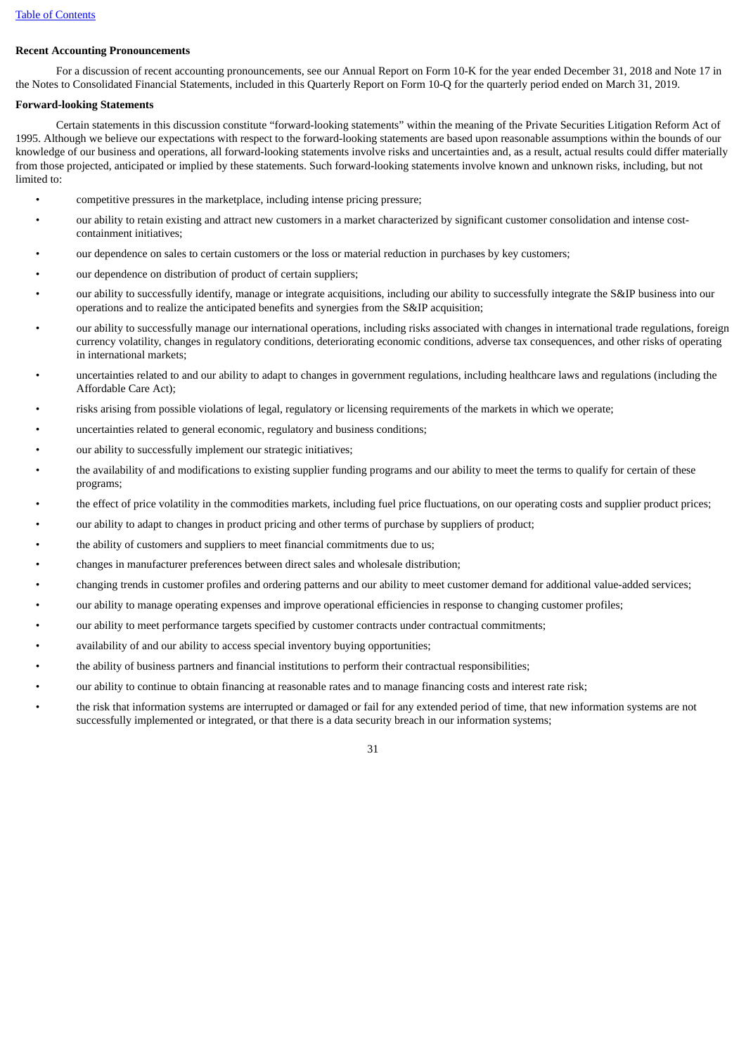**Recent Accounting Pronouncements**

For a discussion of recent accounting pronouncements, see our Annual Report on Form 10-K for the year ended December 31, 2018 and Note 17 in the Notes to Consolidated Financial Statements, included in this Quarterly Report on Form 10-Q for the quarterly period ended on March 31, 2019.

**Forward-looking Statements**

Certain statements in this discussion constitute "forward-looking statements" within the meaning of the Private Securities Litigation Reform Act of 1995. Although we believe our expectations with respect to the forward-looking statements are based upon reasonable assumptions within the bounds of our knowledge of our business and operations, all forward-looking statements involve risks and uncertainties and, as a result, actual results could differ materially from those projected, anticipated or implied by these statements. Such forward-looking statements involve known and unknown risks, including, but not limited to:

- competitive pressures in the marketplace, including intense pricing pressure;
- our ability to retain existing and attract new customers in a market characterized by significant customer consolidation and intense cost-containment initiatives;
- our dependence on sales to certain customers or the loss or material reduction in purchases by key customers;
- our dependence on distribution of product of certain suppliers;
- our ability to successfully identify, manage or integrate acquisitions, including our ability to successfully integrate the S&IP business into our operations and to realize the anticipated benefits and synergies from the S&IP acquisition;
- our ability to successfully manage our international operations, including risks associated with changes in international trade regulations, foreign currency volatility, changes in regulatory conditions, deteriorating economic conditions, adverse tax consequences, and other risks of operating in international markets;
- uncertainties related to and our ability to adapt to changes in government regulations, including healthcare laws and regulations (including the Affordable Care Act);
- risks arising from possible violations of legal, regulatory or licensing requirements of the markets in which we operate;
- uncertainties related to general economic, regulatory and business conditions;
- our ability to successfully implement our strategic initiatives;
- the availability of and modifications to existing supplier funding programs and our ability to meet the terms to qualify for certain of these programs;
- the effect of price volatility in the commodities markets, including fuel price fluctuations, on our operating costs and supplier product prices;
- our ability to adapt to changes in product pricing and other terms of purchase by suppliers of product;
- the ability of customers and suppliers to meet financial commitments due to us;
- changes in manufacturer preferences between direct sales and wholesale distribution;
- changing trends in customer profiles and ordering patterns and our ability to meet customer demand for additional value-added services;
- our ability to manage operating expenses and improve operational efficiencies in response to changing customer profiles;
- our ability to meet performance targets specified by customer contracts under contractual commitments;
- availability of and our ability to access special inventory buying opportunities;
- the ability of business partners and financial institutions to perform their contractual responsibilities;
- our ability to continue to obtain financing at reasonable rates and to manage financing costs and interest rate risk;
- the risk that information systems are interrupted or damaged or fail for any extended period of time, that new information systems are not successfully implemented or integrated, or that there is a data security breach in our information systems;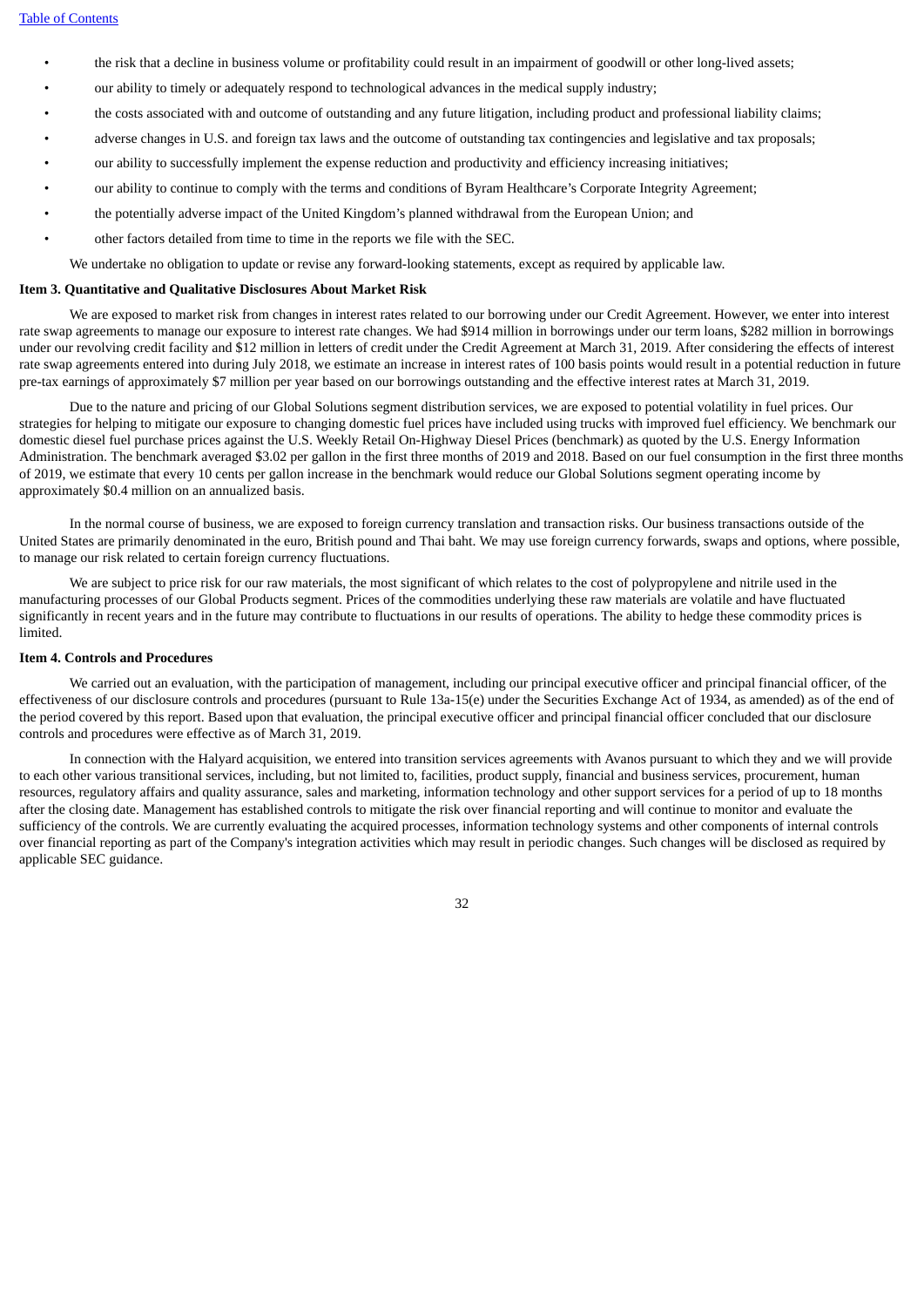- the risk that a decline in business volume or profitability could result in an impairment of goodwill or other long-lived assets;
- our ability to timely or adequately respond to technological advances in the medical supply industry;
- the costs associated with and outcome of outstanding and any future litigation, including product and professional liability claims;
- adverse changes in U.S. and foreign tax laws and the outcome of outstanding tax contingencies and legislative and tax proposals;
- our ability to successfully implement the expense reduction and productivity and efficiency increasing initiatives;
- our ability to continue to comply with the terms and conditions of Byram Healthcare's Corporate Integrity Agreement;
- the potentially adverse impact of the United Kingdom's planned withdrawal from the European Union; and
- other factors detailed from time to time in the reports we file with the SEC.

We undertake no obligation to update or revise any forward-looking statements, except as required by applicable law.

**Item 3. Quantitative and Qualitative Disclosures About Market Risk**

We are exposed to market risk from changes in interest rates related to our borrowing under our Credit Agreement. However, we enter into interest rate swap agreements to manage our exposure to interest rate changes. We had $914 million in borrowings under our term loans, $282 million in borrowings under our revolving credit facility and $12 million in letters of credit under the Credit Agreement at March 31, 2019. After considering the effects of interest rate swap agreements entered into during July 2018, we estimate an increase in interest rates of 100 basis points would result in a potential reduction in future pre-tax earnings of approximately $7 million per year based on our borrowings outstanding and the effective interest rates at March 31, 2019.

Due to the nature and pricing of our Global Solutions segment distribution services, we are exposed to potential volatility in fuel prices. Our strategies for helping to mitigate our exposure to changing domestic fuel prices have included using trucks with improved fuel efficiency. We benchmark our domestic diesel fuel purchase prices against the U.S. Weekly Retail On-Highway Diesel Prices (benchmark) as quoted by the U.S. Energy Information Administration. The benchmark averaged $3.02 per gallon in the first three months of 2019 and 2018. Based on our fuel consumption in the first three months of 2019, we estimate that every 10 cents per gallon increase in the benchmark would reduce our Global Solutions segment operating income by approximately $0.4 million on an annualized basis.

In the normal course of business, we are exposed to foreign currency translation and transaction risks. Our business transactions outside of the United States are primarily denominated in the euro, British pound and Thai baht. We may use foreign currency forwards, swaps and options, where possible, to manage our risk related to certain foreign currency fluctuations.

We are subject to price risk for our raw materials, the most significant of which relates to the cost of polypropylene and nitrile used in the manufacturing processes of our Global Products segment. Prices of the commodities underlying these raw materials are volatile and have fluctuated significantly in recent years and in the future may contribute to fluctuations in our results of operations. The ability to hedge these commodity prices is limited.

**Item 4. Controls and Procedures**

We carried out an evaluation, with the participation of management, including our principal executive officer and principal financial officer, of the effectiveness of our disclosure controls and procedures (pursuant to Rule 13a-15(e) under the Securities Exchange Act of 1934, as amended) as of the end of the period covered by this report. Based upon that evaluation, the principal executive officer and principal financial officer concluded that our disclosure controls and procedures were effective as of March 31, 2019.

In connection with the Halyard acquisition, we entered into transition services agreements with Avanos pursuant to which they and we will provide to each other various transitional services, including, but not limited to, facilities, product supply, financial and business services, procurement, human resources, regulatory affairs and quality assurance, sales and marketing, information technology and other support services for a period of up to 18 months after the closing date. Management has established controls to mitigate the risk over financial reporting and will continue to monitor and evaluate the sufficiency of the controls. We are currently evaluating the acquired processes, information technology systems and other components of internal controls over financial reporting as part of the Company's integration activities which may result in periodic changes. Such changes will be disclosed as required by applicable SEC guidance.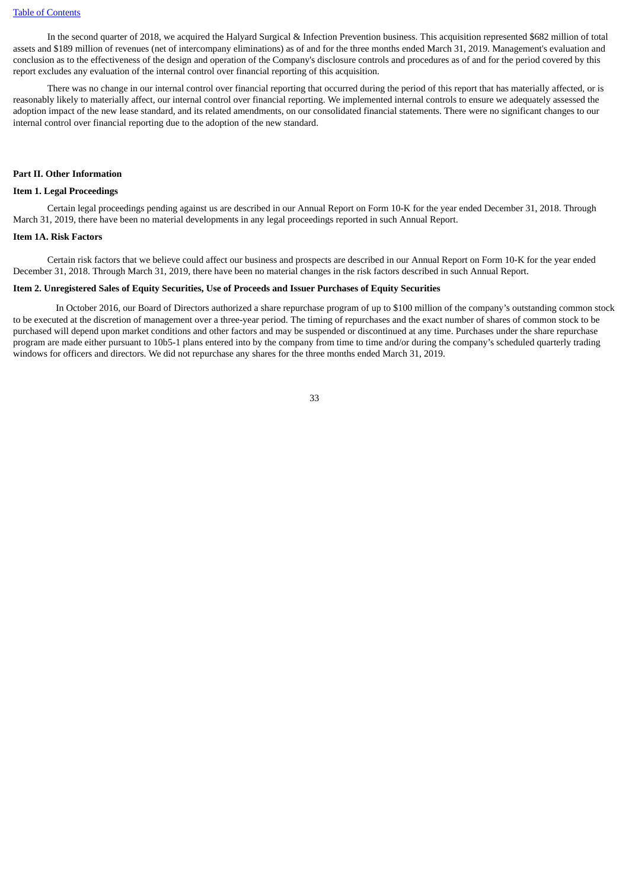In the second quarter of 2018, we acquired the Halyard Surgical & Infection Prevention business. This acquisition represented $682 million of total assets and $189 million of revenues (net of intercompany eliminations) as of and for the three months ended March 31, 2019. Management's evaluation and conclusion as to the effectiveness of the design and operation of the Company's disclosure controls and procedures as of and for the period covered by this report excludes any evaluation of the internal control over financial reporting of this acquisition.

There was no change in our internal control over financial reporting that occurred during the period of this report that has materially affected, or is reasonably likely to materially affect, our internal control over financial reporting. We implemented internal controls to ensure we adequately assessed the adoption impact of the new lease standard, and its related amendments, on our consolidated financial statements. There were no significant changes to our internal control over financial reporting due to the adoption of the new standard.

## Part II. Other Information

### Item 1. Legal Proceedings

Certain legal proceedings pending against us are described in our Annual Report on Form 10-K for the year ended December 31, 2018. Through March 31, 2019, there have been no material developments in any legal proceedings reported in such Annual Report.

### Item 1A. Risk Factors

Certain risk factors that we believe could affect our business and prospects are described in our Annual Report on Form 10-K for the year ended December 31, 2018. Through March 31, 2019, there have been no material changes in the risk factors described in such Annual Report.

### Item 2. Unregistered Sales of Equity Securities, Use of Proceeds and Issuer Purchases of Equity Securities

In October 2016, our Board of Directors authorized a share repurchase program of up to $100 million of the company's outstanding common stock to be executed at the discretion of management over a three-year period. The timing of repurchases and the exact number of shares of common stock to be purchased will depend upon market conditions and other factors and may be suspended or discontinued at any time. Purchases under the share repurchase program are made either pursuant to 10b5-1 plans entered into by the company from time to time and/or during the company's scheduled quarterly trading windows for officers and directors. We did not repurchase any shares for the three months ended March 31, 2019.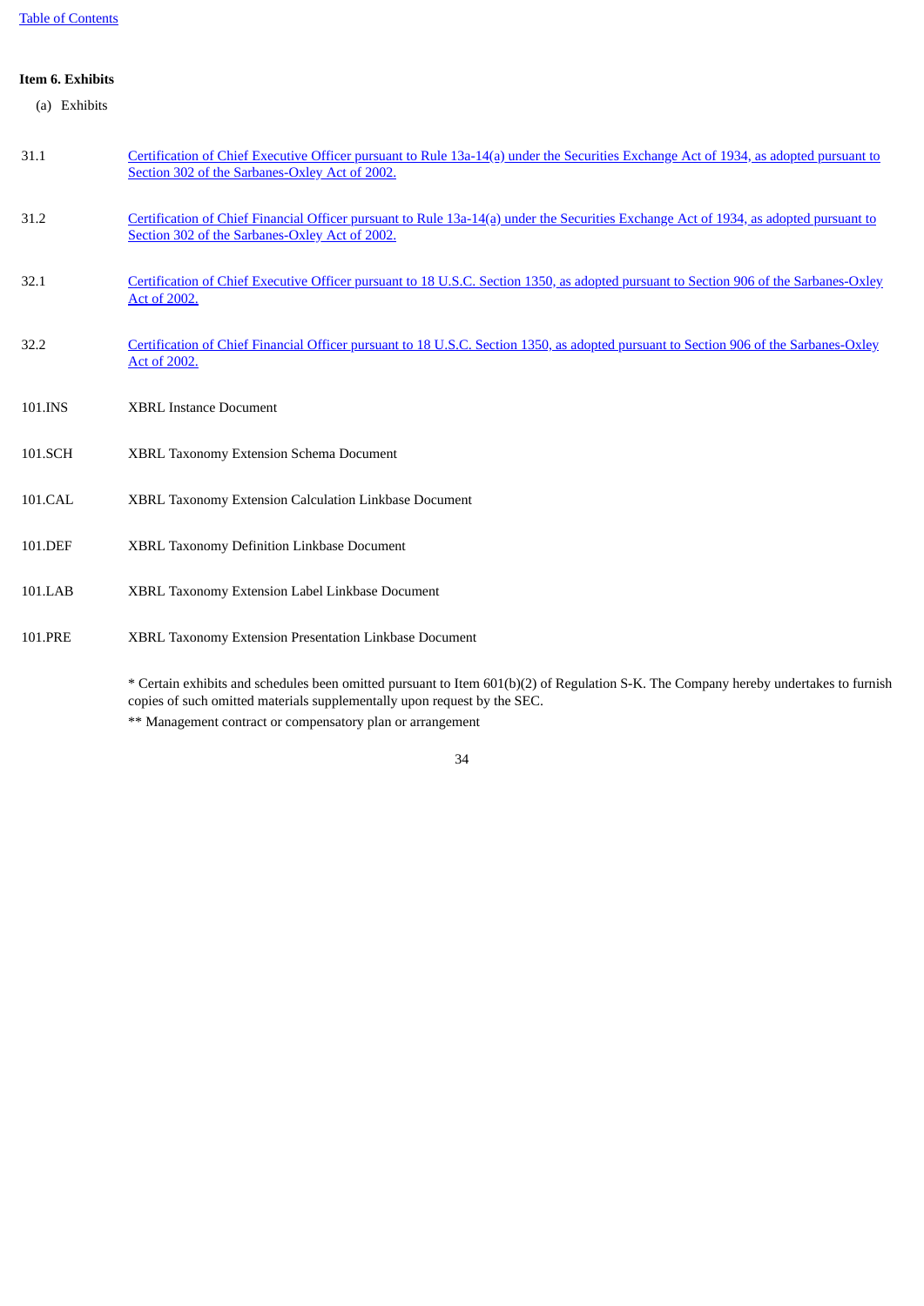Table of Contents

**Item 6. Exhibits**

(a) Exhibits

| | |
|---|---|
| 31.1 | Certification of Chief Executive Officer pursuant to Rule 13a-14(a) under the Securities Exchange Act of 1934, as adopted pursuant to Section 302 of the Sarbanes-Oxley Act of 2002. |
| 31.2 | Certification of Chief Financial Officer pursuant to Rule 13a-14(a) under the Securities Exchange Act of 1934, as adopted pursuant to Section 302 of the Sarbanes-Oxley Act of 2002. |
| 32.1 | Certification of Chief Executive Officer pursuant to 18 U.S.C. Section 1350, as adopted pursuant to Section 906 of the Sarbanes-Oxley Act of 2002. |
| 32.2 | Certification of Chief Financial Officer pursuant to 18 U.S.C. Section 1350, as adopted pursuant to Section 906 of the Sarbanes-Oxley Act of 2002. |
| 101.INS | XBRL Instance Document |
| 101.SCH | XBRL Taxonomy Extension Schema Document |
| 101.CAL | XBRL Taxonomy Extension Calculation Linkbase Document |
| 101.DEF | XBRL Taxonomy Definition Linkbase Document |
| 101.LAB | XBRL Taxonomy Extension Label Linkbase Document |
| 101.PRE | XBRL Taxonomy Extension Presentation Linkbase Document |

* Certain exhibits and schedules been omitted pursuant to Item 601(b)(2) of Regulation S-K. The Company hereby undertakes to furnish copies of such omitted materials supplementally upon request by the SEC.

** Management contract or compensatory plan or arrangement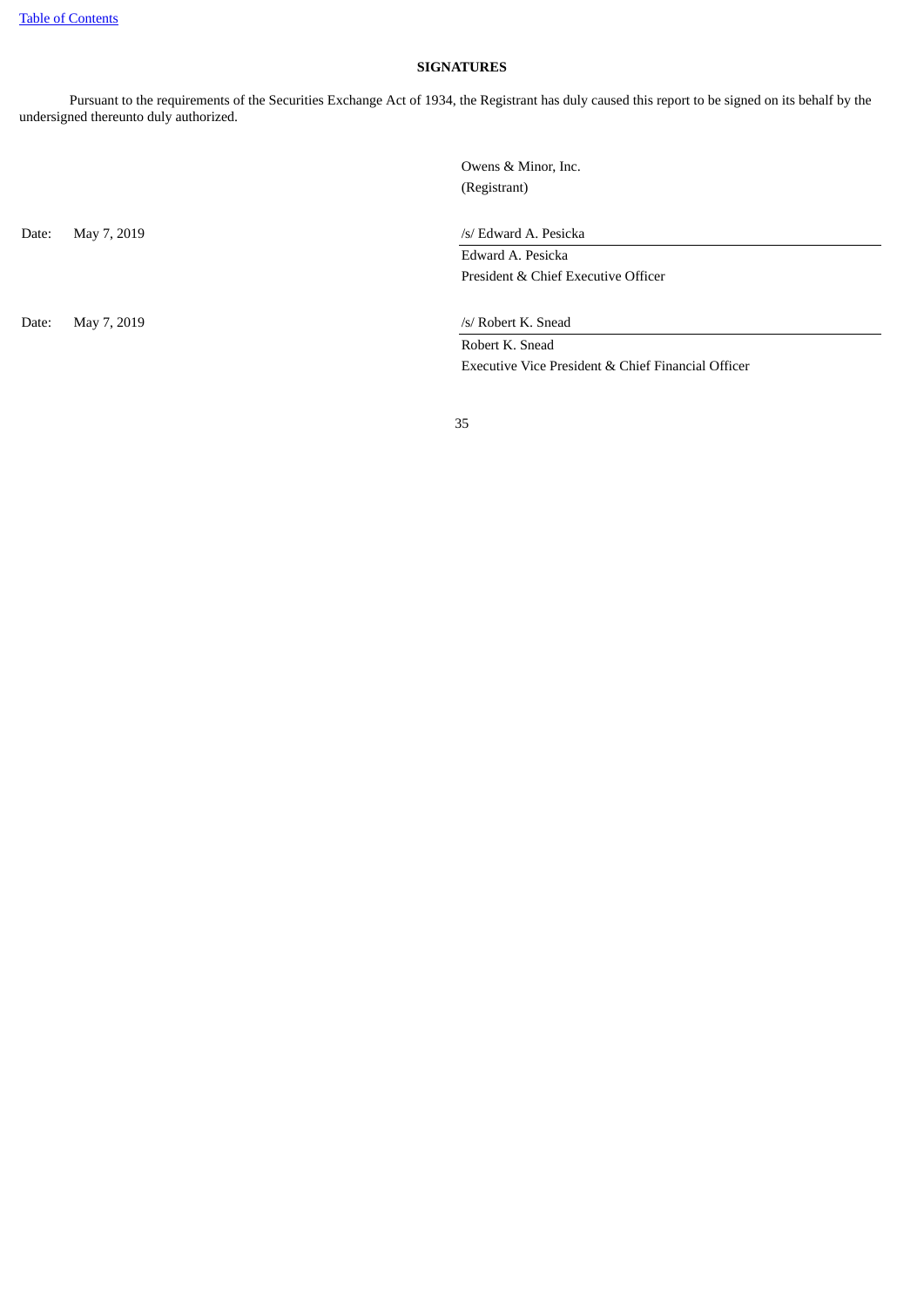[Table of Contents](#)

**SIGNATURES**

Pursuant to the requirements of the Securities Exchange Act of 1934, the Registrant has duly caused this report to be signed on its behalf by the undersigned thereunto duly authorized.

| | | |
|---|---|---|
| | | Owens & Minor, Inc. |
| | | (Registrant) |
| Date: | May 7, 2019 | /s/ Edward A. Pesicka |
| | | Edward A. Pesicka |
| | | President & Chief Executive Officer |
| Date: | May 7, 2019 | /s/ Robert K. Snead |
| | | Robert K. Snead |
| | | Executive Vice President & Chief Financial Officer |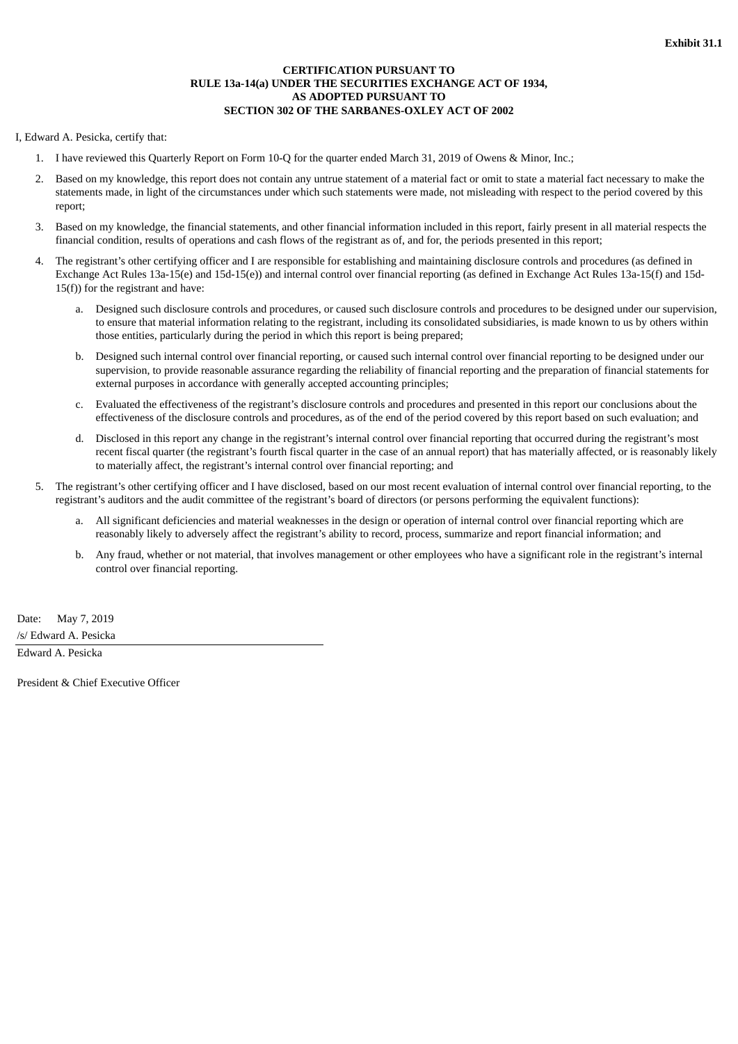**Exhibit 31.1**

**CERTIFICATION PURSUANT TO RULE 13a-14(a) UNDER THE SECURITIES EXCHANGE ACT OF 1934, AS ADOPTED PURSUANT TO SECTION 302 OF THE SARBANES-OXLEY ACT OF 2002**

I, Edward A. Pesicka, certify that:

1. I have reviewed this Quarterly Report on Form 10-Q for the quarter ended March 31, 2019 of Owens & Minor, Inc.;
2. Based on my knowledge, this report does not contain any untrue statement of a material fact or omit to state a material fact necessary to make the statements made, in light of the circumstances under which such statements were made, not misleading with respect to the period covered by this report;
3. Based on my knowledge, the financial statements, and other financial information included in this report, fairly present in all material respects the financial condition, results of operations and cash flows of the registrant as of, and for, the periods presented in this report;
4. The registrant's other certifying officer and I are responsible for establishing and maintaining disclosure controls and procedures (as defined in Exchange Act Rules 13a-15(e) and 15d-15(e)) and internal control over financial reporting (as defined in Exchange Act Rules 13a-15(f) and 15d-15(f)) for the registrant and have:
   a. Designed such disclosure controls and procedures, or caused such disclosure controls and procedures to be designed under our supervision, to ensure that material information relating to the registrant, including its consolidated subsidiaries, is made known to us by others within those entities, particularly during the period in which this report is being prepared;
   b. Designed such internal control over financial reporting, or caused such internal control over financial reporting to be designed under our supervision, to provide reasonable assurance regarding the reliability of financial reporting and the preparation of financial statements for external purposes in accordance with generally accepted accounting principles;
   c. Evaluated the effectiveness of the registrant's disclosure controls and procedures and presented in this report our conclusions about the effectiveness of the disclosure controls and procedures, as of the end of the period covered by this report based on such evaluation; and
   d. Disclosed in this report any change in the registrant's internal control over financial reporting that occurred during the registrant's most recent fiscal quarter (the registrant's fourth fiscal quarter in the case of an annual report) that has materially affected, or is reasonably likely to materially affect, the registrant's internal control over financial reporting; and
5. The registrant's other certifying officer and I have disclosed, based on our most recent evaluation of internal control over financial reporting, to the registrant's auditors and the audit committee of the registrant's board of directors (or persons performing the equivalent functions):
   a. All significant deficiencies and material weaknesses in the design or operation of internal control over financial reporting which are reasonably likely to adversely affect the registrant's ability to record, process, summarize and report financial information; and
   b. Any fraud, whether or not material, that involves management or other employees who have a significant role in the registrant's internal control over financial reporting.

Date: May 7, 2019

/s/ Edward A. Pesicka

Edward A. Pesicka

President & Chief Executive Officer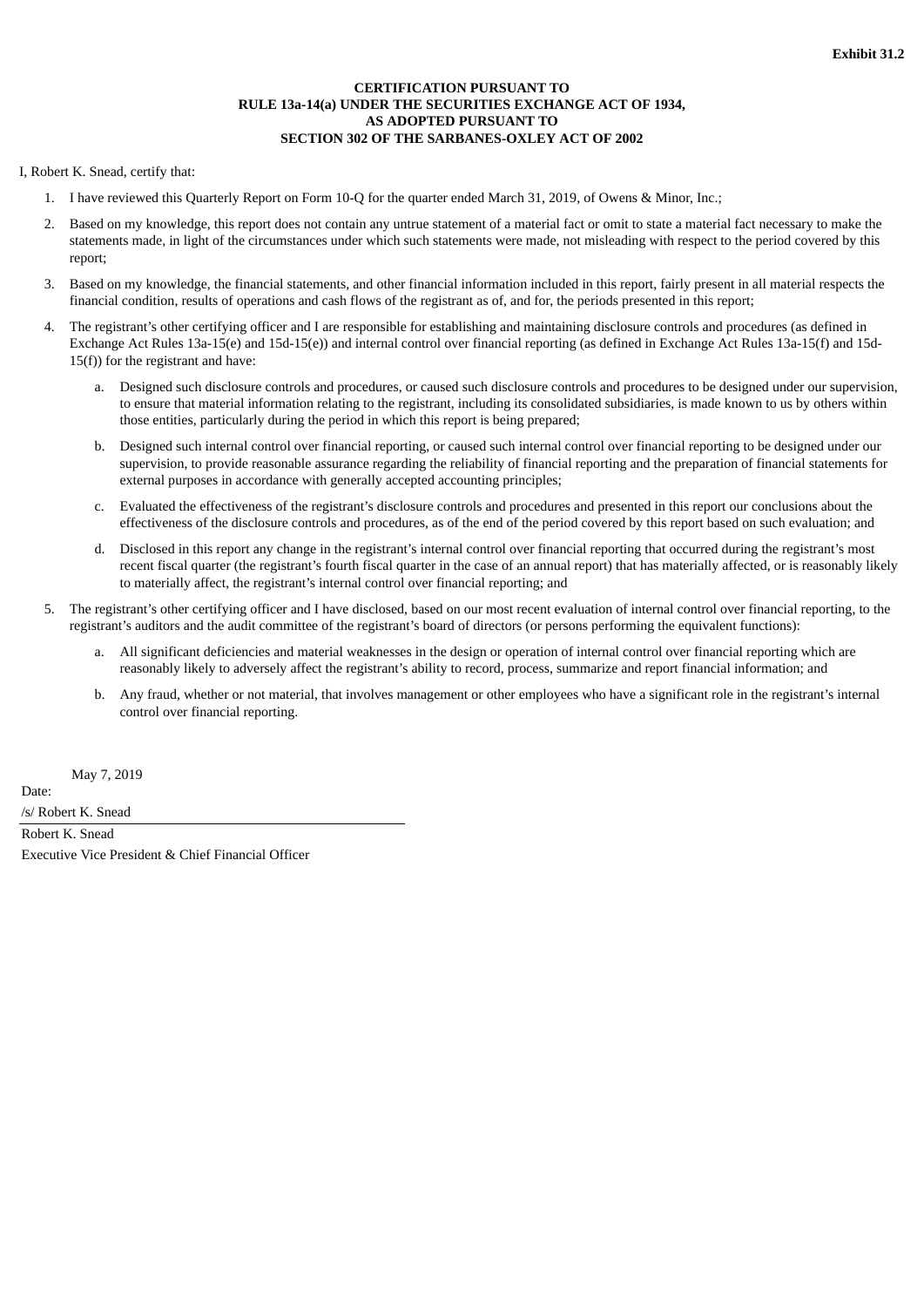**Exhibit 31.2**

**CERTIFICATION PURSUANT TO
RULE 13a-14(a) UNDER THE SECURITIES EXCHANGE ACT OF 1934,
AS ADOPTED PURSUANT TO
SECTION 302 OF THE SARBANES-OXLEY ACT OF 2002**

I, Robert K. Snead, certify that:

1. I have reviewed this Quarterly Report on Form 10-Q for the quarter ended March 31, 2019, of Owens & Minor, Inc.;
2. Based on my knowledge, this report does not contain any untrue statement of a material fact or omit to state a material fact necessary to make the statements made, in light of the circumstances under which such statements were made, not misleading with respect to the period covered by this report;
3. Based on my knowledge, the financial statements, and other financial information included in this report, fairly present in all material respects the financial condition, results of operations and cash flows of the registrant as of, and for, the periods presented in this report;
4. The registrant's other certifying officer and I are responsible for establishing and maintaining disclosure controls and procedures (as defined in Exchange Act Rules 13a-15(e) and 15d-15(e)) and internal control over financial reporting (as defined in Exchange Act Rules 13a-15(f) and 15d-15(f)) for the registrant and have:
   a. Designed such disclosure controls and procedures, or caused such disclosure controls and procedures to be designed under our supervision, to ensure that material information relating to the registrant, including its consolidated subsidiaries, is made known to us by others within those entities, particularly during the period in which this report is being prepared;
   b. Designed such internal control over financial reporting, or caused such internal control over financial reporting to be designed under our supervision, to provide reasonable assurance regarding the reliability of financial reporting and the preparation of financial statements for external purposes in accordance with generally accepted accounting principles;
   c. Evaluated the effectiveness of the registrant's disclosure controls and procedures and presented in this report our conclusions about the effectiveness of the disclosure controls and procedures, as of the end of the period covered by this report based on such evaluation; and
   d. Disclosed in this report any change in the registrant's internal control over financial reporting that occurred during the registrant's most recent fiscal quarter (the registrant's fourth fiscal quarter in the case of an annual report) that has materially affected, or is reasonably likely to materially affect, the registrant's internal control over financial reporting; and
5. The registrant's other certifying officer and I have disclosed, based on our most recent evaluation of internal control over financial reporting, to the registrant's auditors and the audit committee of the registrant's board of directors (or persons performing the equivalent functions):
   a. All significant deficiencies and material weaknesses in the design or operation of internal control over financial reporting which are reasonably likely to adversely affect the registrant's ability to record, process, summarize and report financial information; and
   b. Any fraud, whether or not material, that involves management or other employees who have a significant role in the registrant's internal control over financial reporting.

Date: May 7, 2019

/s/ Robert K. Snead

Robert K. Snead
Executive Vice President & Chief Financial Officer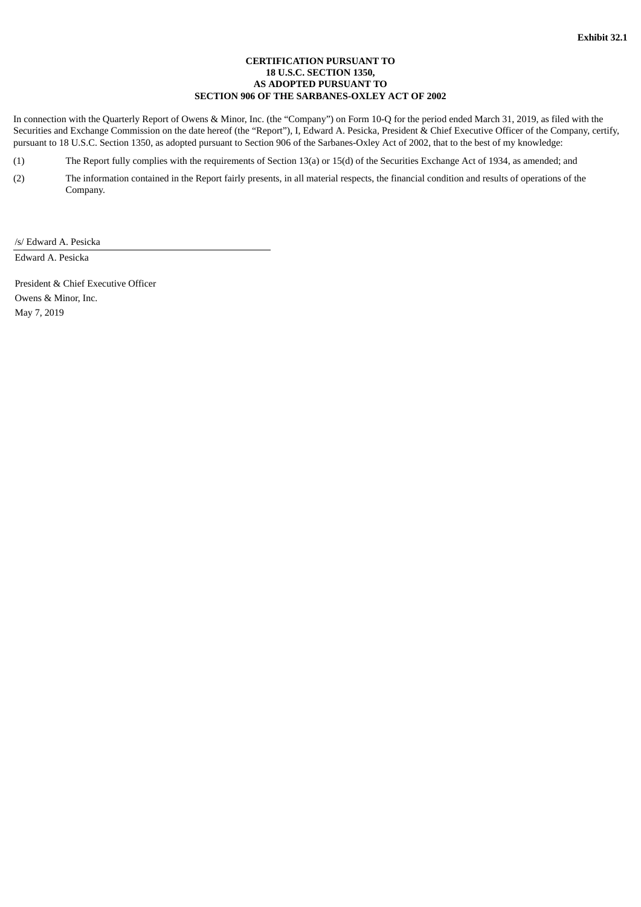**Exhibit 32.1**

**CERTIFICATION PURSUANT TO
18 U.S.C. SECTION 1350,
AS ADOPTED PURSUANT TO
SECTION 906 OF THE SARBANES-OXLEY ACT OF 2002**

In connection with the Quarterly Report of Owens & Minor, Inc. (the "Company") on Form 10-Q for the period ended March 31, 2019, as filed with the Securities and Exchange Commission on the date hereof (the "Report"), I, Edward A. Pesicka, President & Chief Executive Officer of the Company, certify, pursuant to 18 U.S.C. Section 1350, as adopted pursuant to Section 906 of the Sarbanes-Oxley Act of 2002, that to the best of my knowledge:

(1) The Report fully complies with the requirements of Section 13(a) or 15(d) of the Securities Exchange Act of 1934, as amended; and

(2) The information contained in the Report fairly presents, in all material respects, the financial condition and results of operations of the Company.

/s/ Edward A. Pesicka

Edward A. Pesicka

President & Chief Executive Officer
Owens & Minor, Inc.
May 7, 2019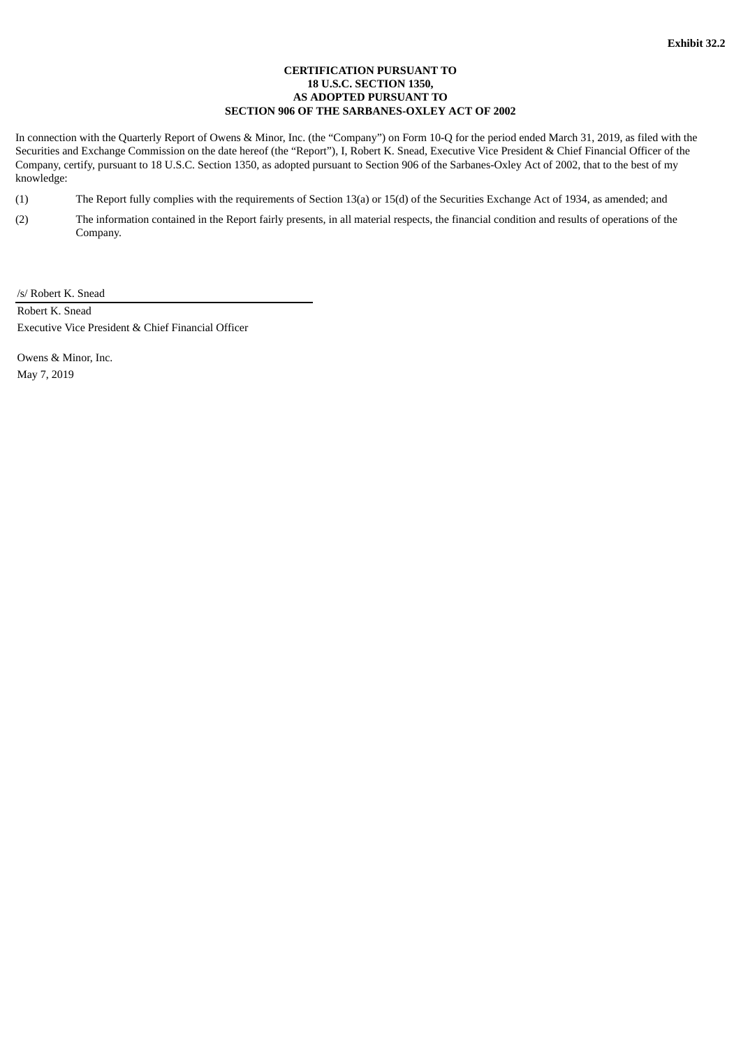**Exhibit 32.2**

**CERTIFICATION PURSUANT TO**
**18 U.S.C. SECTION 1350,**
**AS ADOPTED PURSUANT TO**
**SECTION 906 OF THE SARBANES-OXLEY ACT OF 2002**

In connection with the Quarterly Report of Owens & Minor, Inc. (the "Company") on Form 10-Q for the period ended March 31, 2019, as filed with the Securities and Exchange Commission on the date hereof (the "Report"), I, Robert K. Snead, Executive Vice President & Chief Financial Officer of the Company, certify, pursuant to 18 U.S.C. Section 1350, as adopted pursuant to Section 906 of the Sarbanes-Oxley Act of 2002, that to the best of my knowledge:

(1) The Report fully complies with the requirements of Section 13(a) or 15(d) of the Securities Exchange Act of 1934, as amended; and

(2) The information contained in the Report fairly presents, in all material respects, the financial condition and results of operations of the Company.

/s/ Robert K. Snead

Robert K. Snead
Executive Vice President & Chief Financial Officer

Owens & Minor, Inc.
May 7, 2019